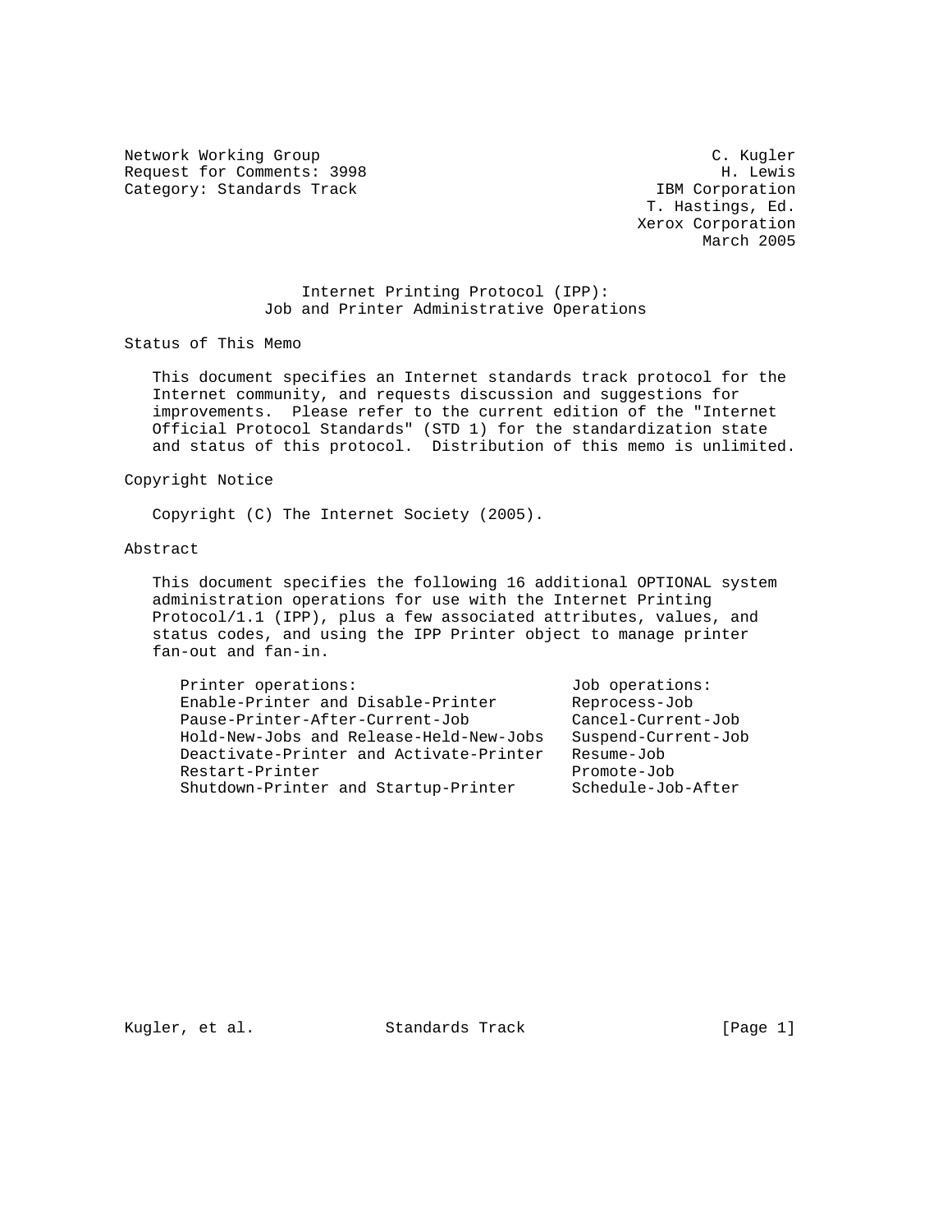Network Working Group C. Kugler
Request for Comments: 3998 H. Lewis
Category: Standards Track IBM Corporation
T. Hastings, Ed.
Xerox Corporation
March 2005

# Internet Printing Protocol (IPP): Job and Printer Administrative Operations

## Status of This Memo

This document specifies an Internet standards track protocol for the Internet community, and requests discussion and suggestions for improvements. Please refer to the current edition of the "Internet Official Protocol Standards" (STD 1) for the standardization state and status of this protocol. Distribution of this memo is unlimited.

## Copyright Notice

Copyright (C) The Internet Society (2005).

## Abstract

This document specifies the following 16 additional OPTIONAL system administration operations for use with the Internet Printing Protocol/1.1 (IPP), plus a few associated attributes, values, and status codes, and using the IPP Printer object to manage printer fan-out and fan-in.

| Printer operations: | Job operations: |
|---|---|
| Enable-Printer and Disable-Printer | Reprocess-Job |
| Pause-Printer-After-Current-Job | Cancel-Current-Job |
| Hold-New-Jobs and Release-Held-New-Jobs | Suspend-Current-Job |
| Deactivate-Printer and Activate-Printer | Resume-Job |
| Restart-Printer | Promote-Job |
| Shutdown-Printer and Startup-Printer | Schedule-Job-After |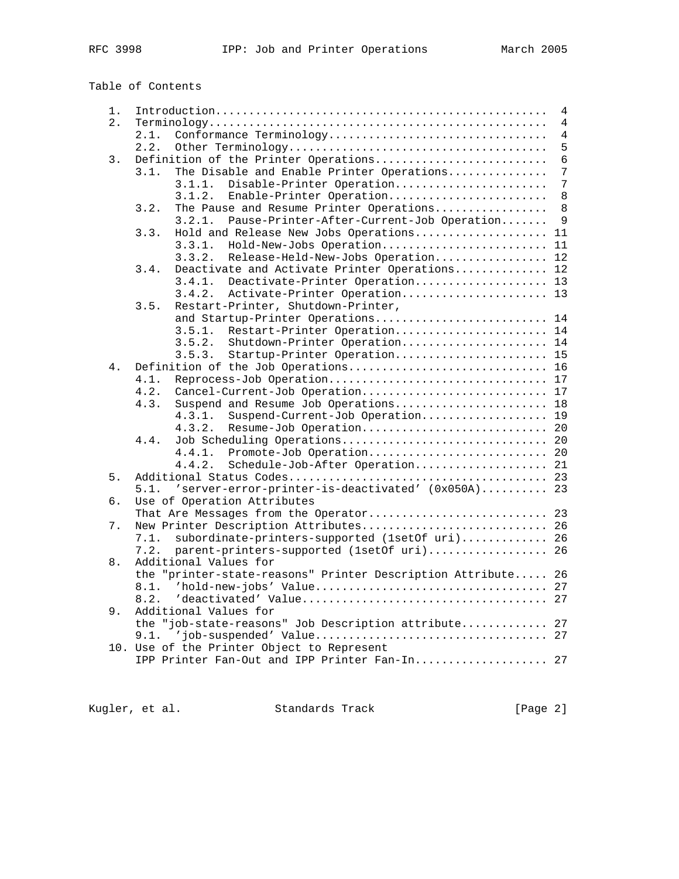Table of Contents

```
   1.  Introduction..................................................  4
   2.  Terminology...................................................  4
       2.1.  Conformance Terminology.................................  4
       2.2.  Other Terminology.......................................  5
   3.  Definition of the Printer Operations..........................  6
       3.1.  The Disable and Enable Printer Operations...............  7
             3.1.1.  Disable-Printer Operation.......................  7
             3.1.2.  Enable-Printer Operation........................  8
       3.2.  The Pause and Resume Printer Operations.................  8
             3.2.1.  Pause-Printer-After-Current-Job Operation.......  9
       3.3.  Hold and Release New Jobs Operations.................... 11
             3.3.1.  Hold-New-Jobs Operation......................... 11
             3.3.2.  Release-Held-New-Jobs Operation................. 12
       3.4.  Deactivate and Activate Printer Operations.............. 12
             3.4.1.  Deactivate-Printer Operation.................... 13
             3.4.2.  Activate-Printer Operation...................... 13
       3.5.  Restart-Printer, Shutdown-Printer,
             and Startup-Printer Operations.......................... 14
             3.5.1.  Restart-Printer Operation....................... 14
             3.5.2.  Shutdown-Printer Operation...................... 14
             3.5.3.  Startup-Printer Operation....................... 15
   4.  Definition of the Job Operations.............................. 16
       4.1.  Reprocess-Job Operation................................. 17
       4.2.  Cancel-Current-Job Operation............................ 17
       4.3.  Suspend and Resume Job Operations....................... 18
             4.3.1.  Suspend-Current-Job Operation................... 19
             4.3.2.  Resume-Job Operation............................ 20
       4.4.  Job Scheduling Operations............................... 20
             4.4.1.  Promote-Job Operation........................... 20
             4.4.2.  Schedule-Job-After Operation.................... 21
   5.  Additional Status Codes....................................... 23
       5.1.  'server-error-printer-is-deactivated' (0x050A).......... 23
   6.  Use of Operation Attributes
       That Are Messages from the Operator........................... 23
   7.  New Printer Description Attributes............................ 26
       7.1.  subordinate-printers-supported (1setOf uri)............. 26
       7.2.  parent-printers-supported (1setOf uri).................. 26
   8.  Additional Values for
       the "printer-state-reasons" Printer Description Attribute..... 26
       8.1.  'hold-new-jobs' Value................................... 27
       8.2.  'deactivated' Value..................................... 27
   9.  Additional Values for
       the "job-state-reasons" Job Description attribute............. 27
       9.1.  'job-suspended' Value................................... 27
   10. Use of the Printer Object to Represent
       IPP Printer Fan-Out and IPP Printer Fan-In.................... 27
```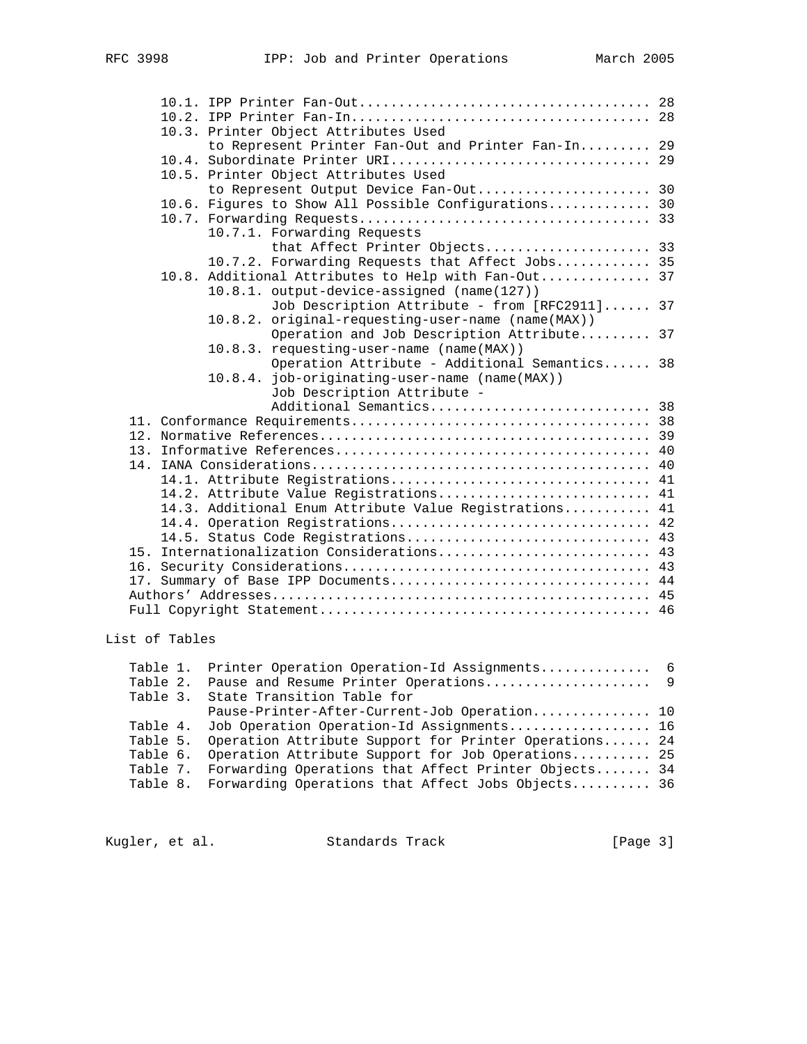```
      10.1. IPP Printer Fan-Out.................................... 28
      10.2. IPP Printer Fan-In..................................... 28
      10.3. Printer Object Attributes Used
            to Represent Printer Fan-Out and Printer Fan-In......... 29
      10.4. Subordinate Printer URI................................ 29
      10.5. Printer Object Attributes Used
            to Represent Output Device Fan-Out..................... 30
      10.6. Figures to Show All Possible Configurations............. 30
      10.7. Forwarding Requests.................................... 33
            10.7.1. Forwarding Requests
                    that Affect Printer Objects.................... 33
            10.7.2. Forwarding Requests that Affect Jobs............ 35
      10.8. Additional Attributes to Help with Fan-Out............. 37
            10.8.1. output-device-assigned (name(127))
                    Job Description Attribute - from [RFC2911]...... 37
            10.8.2. original-requesting-user-name (name(MAX))
                    Operation and Job Description Attribute......... 37
            10.8.3. requesting-user-name (name(MAX))
                    Operation Attribute - Additional Semantics...... 38
            10.8.4. job-originating-user-name (name(MAX))
                    Job Description Attribute -
                    Additional Semantics........................... 38
   11. Conformance Requirements.................................... 38
   12. Normative References........................................ 39
   13. Informative References...................................... 40
   14. IANA Considerations......................................... 40
      14.1. Attribute Registrations................................ 41
      14.2. Attribute Value Registrations.......................... 41
      14.3. Additional Enum Attribute Value Registrations........... 41
      14.4. Operation Registrations................................ 42
      14.5. Status Code Registrations.............................. 43
   15. Internationalization Considerations.......................... 43
   16. Security Considerations..................................... 43
   17. Summary of Base IPP Documents................................ 44
   Authors' Addresses.............................................. 45
   Full Copyright Statement........................................ 46

List of Tables

   Table 1.  Printer Operation Operation-Id Assignments.............  6
   Table 2.  Pause and Resume Printer Operations....................  9
   Table 3.  State Transition Table for
             Pause-Printer-After-Current-Job Operation.............. 10
   Table 4.  Job Operation Operation-Id Assignments................. 16
   Table 5.  Operation Attribute Support for Printer Operations...... 24
   Table 6.  Operation Attribute Support for Job Operations.......... 25
   Table 7.  Forwarding Operations that Affect Printer Objects....... 34
   Table 8.  Forwarding Operations that Affect Jobs Objects.......... 36
```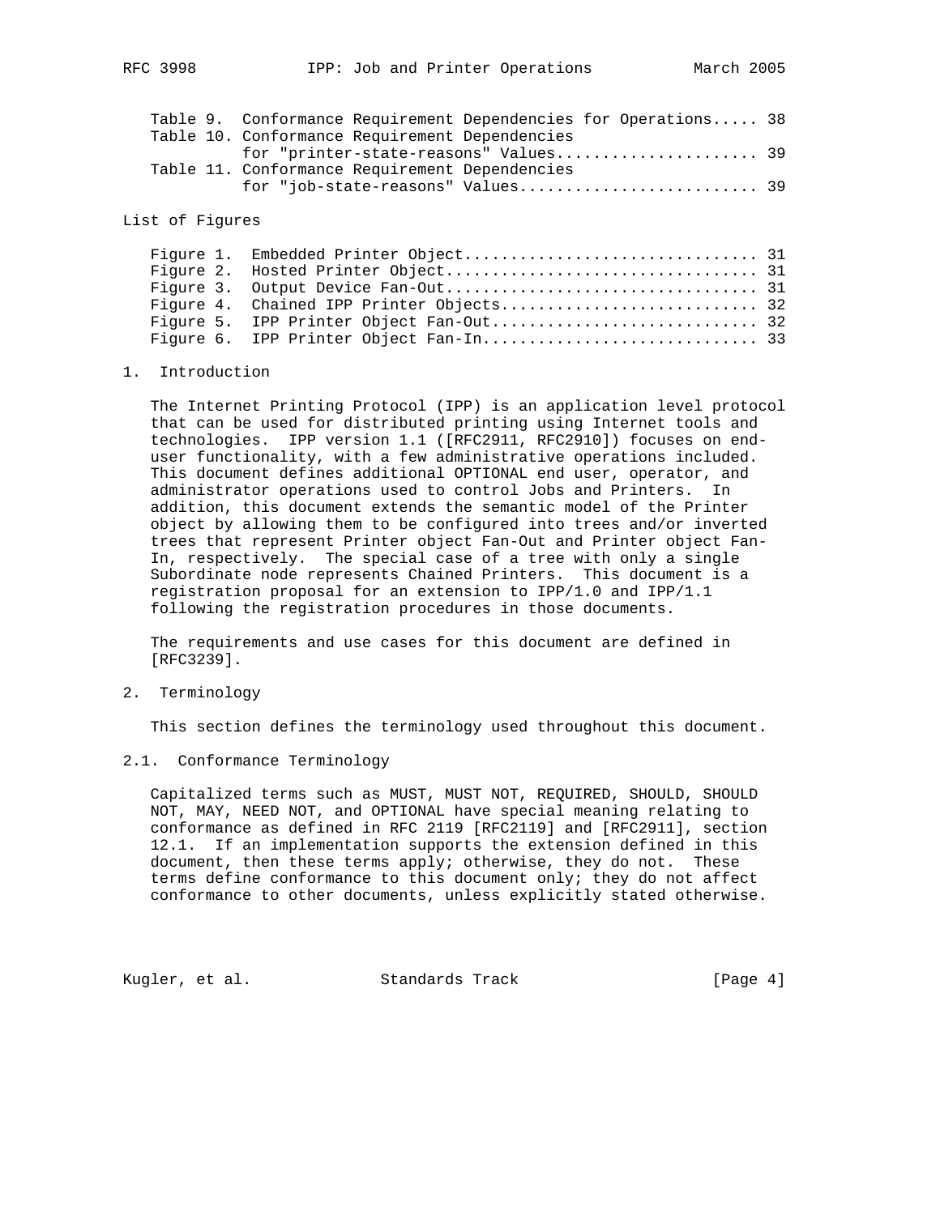Table 9. Conformance Requirement Dependencies for Operations..... 38
Table 10. Conformance Requirement Dependencies for "printer-state-reasons" Values...................... 39
Table 11. Conformance Requirement Dependencies for "job-state-reasons" Values.......................... 39

List of Figures

Figure 1. Embedded Printer Object................................ 31
Figure 2. Hosted Printer Object.................................. 31
Figure 3. Output Device Fan-Out.................................. 31
Figure 4. Chained IPP Printer Objects............................ 32
Figure 5. IPP Printer Object Fan-Out............................. 32
Figure 6. IPP Printer Object Fan-In.............................. 33

# 1. Introduction

The Internet Printing Protocol (IPP) is an application level protocol that can be used for distributed printing using Internet tools and technologies. IPP version 1.1 ([RFC2911, RFC2910]) focuses on end-user functionality, with a few administrative operations included. This document defines additional OPTIONAL end user, operator, and administrator operations used to control Jobs and Printers. In addition, this document extends the semantic model of the Printer object by allowing them to be configured into trees and/or inverted trees that represent Printer object Fan-Out and Printer object Fan-In, respectively. The special case of a tree with only a single Subordinate node represents Chained Printers. This document is a registration proposal for an extension to IPP/1.0 and IPP/1.1 following the registration procedures in those documents.

The requirements and use cases for this document are defined in [RFC3239].

# 2. Terminology

This section defines the terminology used throughout this document.

## 2.1. Conformance Terminology

Capitalized terms such as MUST, MUST NOT, REQUIRED, SHOULD, SHOULD NOT, MAY, NEED NOT, and OPTIONAL have special meaning relating to conformance as defined in RFC 2119 [RFC2119] and [RFC2911], section 12.1. If an implementation supports the extension defined in this document, then these terms apply; otherwise, they do not. These terms define conformance to this document only; they do not affect conformance to other documents, unless explicitly stated otherwise.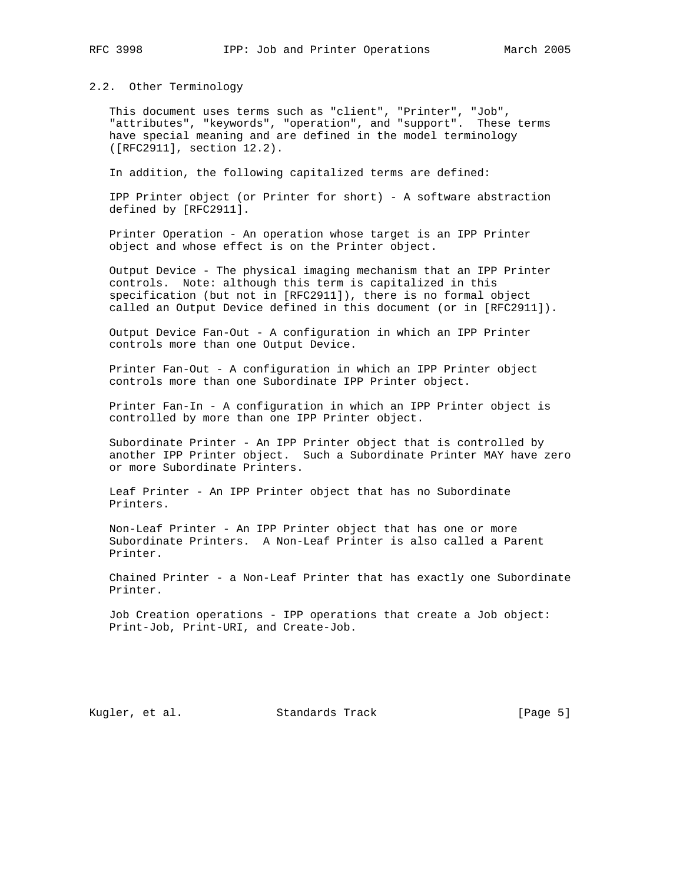## 2.2. Other Terminology

This document uses terms such as "client", "Printer", "Job", "attributes", "keywords", "operation", and "support". These terms have special meaning and are defined in the model terminology ([RFC2911], section 12.2).

In addition, the following capitalized terms are defined:

IPP Printer object (or Printer for short) - A software abstraction defined by [RFC2911].

Printer Operation - An operation whose target is an IPP Printer object and whose effect is on the Printer object.

Output Device - The physical imaging mechanism that an IPP Printer controls. Note: although this term is capitalized in this specification (but not in [RFC2911]), there is no formal object called an Output Device defined in this document (or in [RFC2911]).

Output Device Fan-Out - A configuration in which an IPP Printer controls more than one Output Device.

Printer Fan-Out - A configuration in which an IPP Printer object controls more than one Subordinate IPP Printer object.

Printer Fan-In - A configuration in which an IPP Printer object is controlled by more than one IPP Printer object.

Subordinate Printer - An IPP Printer object that is controlled by another IPP Printer object. Such a Subordinate Printer MAY have zero or more Subordinate Printers.

Leaf Printer - An IPP Printer object that has no Subordinate Printers.

Non-Leaf Printer - An IPP Printer object that has one or more Subordinate Printers. A Non-Leaf Printer is also called a Parent Printer.

Chained Printer - a Non-Leaf Printer that has exactly one Subordinate Printer.

Job Creation operations - IPP operations that create a Job object: Print-Job, Print-URI, and Create-Job.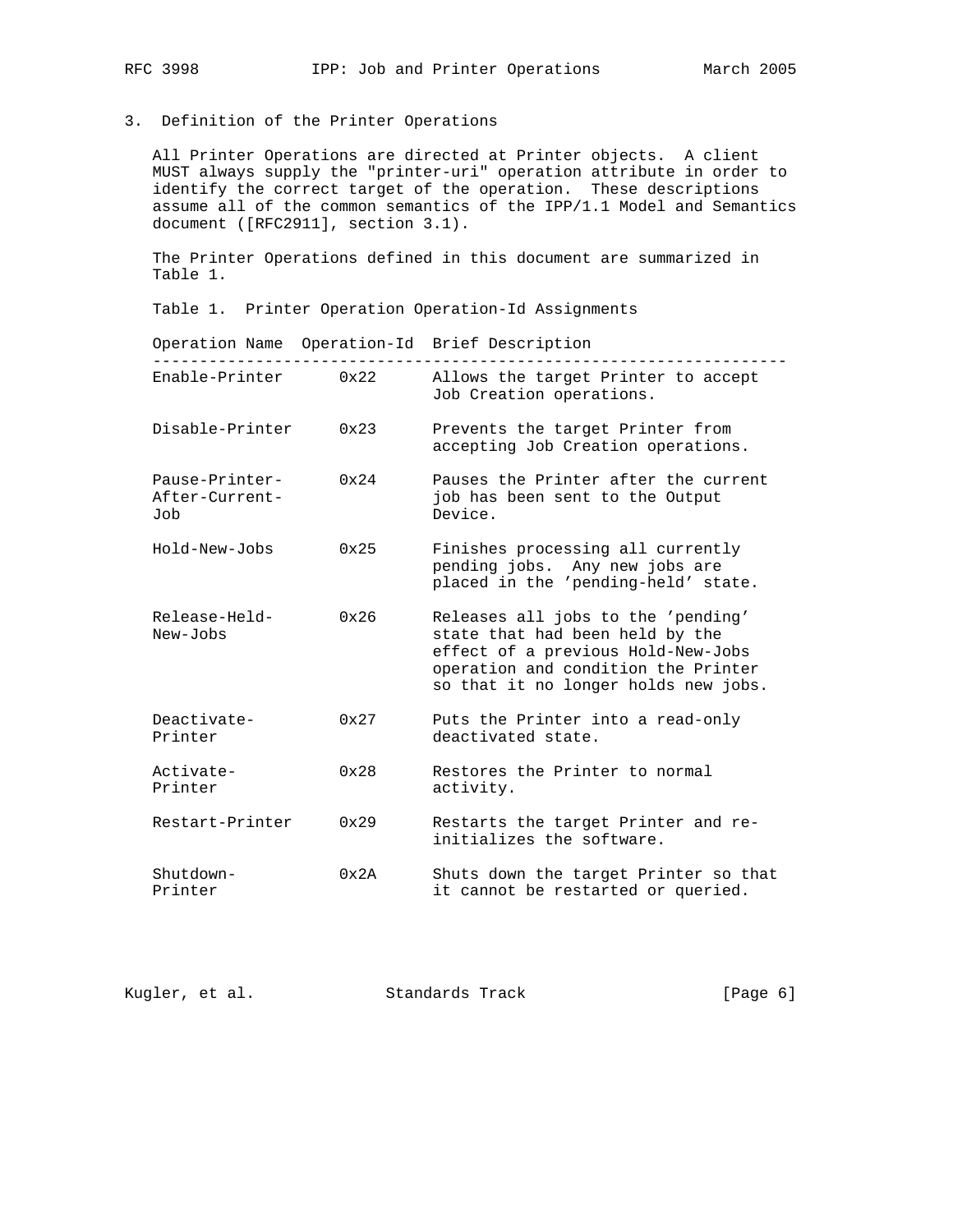## 3. Definition of the Printer Operations

All Printer Operations are directed at Printer objects. A client MUST always supply the "printer-uri" operation attribute in order to identify the correct target of the operation. These descriptions assume all of the common semantics of the IPP/1.1 Model and Semantics document ([RFC2911], section 3.1).

The Printer Operations defined in this document are summarized in Table 1.

Table 1. Printer Operation Operation-Id Assignments

| Operation Name | Operation-Id | Brief Description |
|---|---|---|
| Enable-Printer | 0x22 | Allows the target Printer to accept Job Creation operations. |
| Disable-Printer | 0x23 | Prevents the target Printer from accepting Job Creation operations. |
| Pause-Printer-After-Current-Job | 0x24 | Pauses the Printer after the current job has been sent to the Output Device. |
| Hold-New-Jobs | 0x25 | Finishes processing all currently pending jobs. Any new jobs are placed in the 'pending-held' state. |
| Release-Held-New-Jobs | 0x26 | Releases all jobs to the 'pending' state that had been held by the effect of a previous Hold-New-Jobs operation and condition the Printer so that it no longer holds new jobs. |
| Deactivate-Printer | 0x27 | Puts the Printer into a read-only deactivated state. |
| Activate-Printer | 0x28 | Restores the Printer to normal activity. |
| Restart-Printer | 0x29 | Restarts the target Printer and re-initializes the software. |
| Shutdown-Printer | 0x2A | Shuts down the target Printer so that it cannot be restarted or queried. |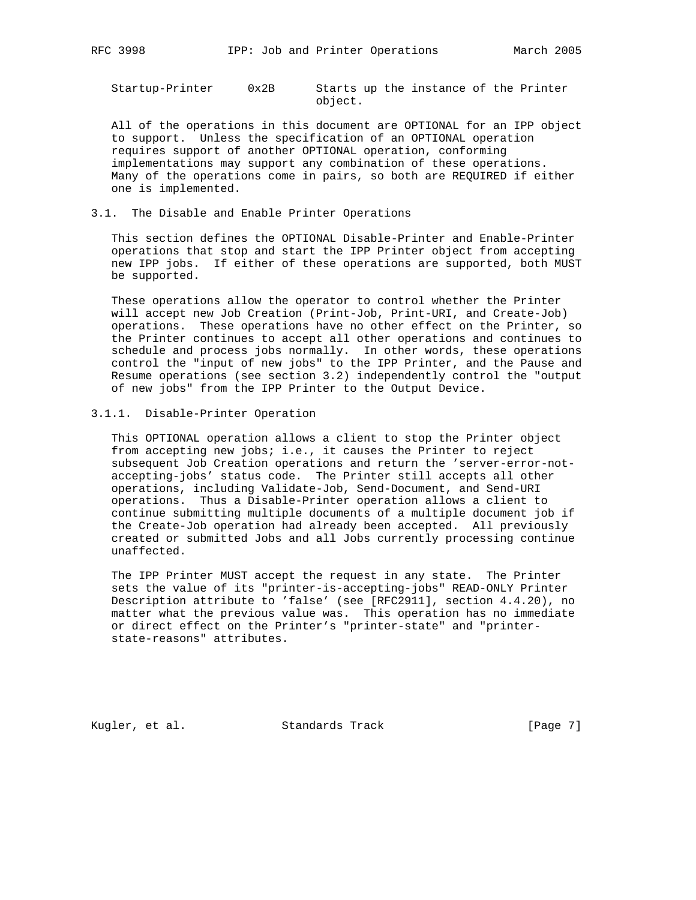| Startup-Printer | 0x2B | Starts up the instance of the Printer object. |
|---|---|---|

All of the operations in this document are OPTIONAL for an IPP object to support. Unless the specification of an OPTIONAL operation requires support of another OPTIONAL operation, conforming implementations may support any combination of these operations. Many of the operations come in pairs, so both are REQUIRED if either one is implemented.

## 3.1. The Disable and Enable Printer Operations

This section defines the OPTIONAL Disable-Printer and Enable-Printer operations that stop and start the IPP Printer object from accepting new IPP jobs. If either of these operations are supported, both MUST be supported.

These operations allow the operator to control whether the Printer will accept new Job Creation (Print-Job, Print-URI, and Create-Job) operations. These operations have no other effect on the Printer, so the Printer continues to accept all other operations and continues to schedule and process jobs normally. In other words, these operations control the "input of new jobs" to the IPP Printer, and the Pause and Resume operations (see section 3.2) independently control the "output of new jobs" from the IPP Printer to the Output Device.

### 3.1.1. Disable-Printer Operation

This OPTIONAL operation allows a client to stop the Printer object from accepting new jobs; i.e., it causes the Printer to reject subsequent Job Creation operations and return the 'server-error-not-accepting-jobs' status code. The Printer still accepts all other operations, including Validate-Job, Send-Document, and Send-URI operations. Thus a Disable-Printer operation allows a client to continue submitting multiple documents of a multiple document job if the Create-Job operation had already been accepted. All previously created or submitted Jobs and all Jobs currently processing continue unaffected.

The IPP Printer MUST accept the request in any state. The Printer sets the value of its "printer-is-accepting-jobs" READ-ONLY Printer Description attribute to 'false' (see [RFC2911], section 4.4.20), no matter what the previous value was. This operation has no immediate or direct effect on the Printer's "printer-state" and "printer-state-reasons" attributes.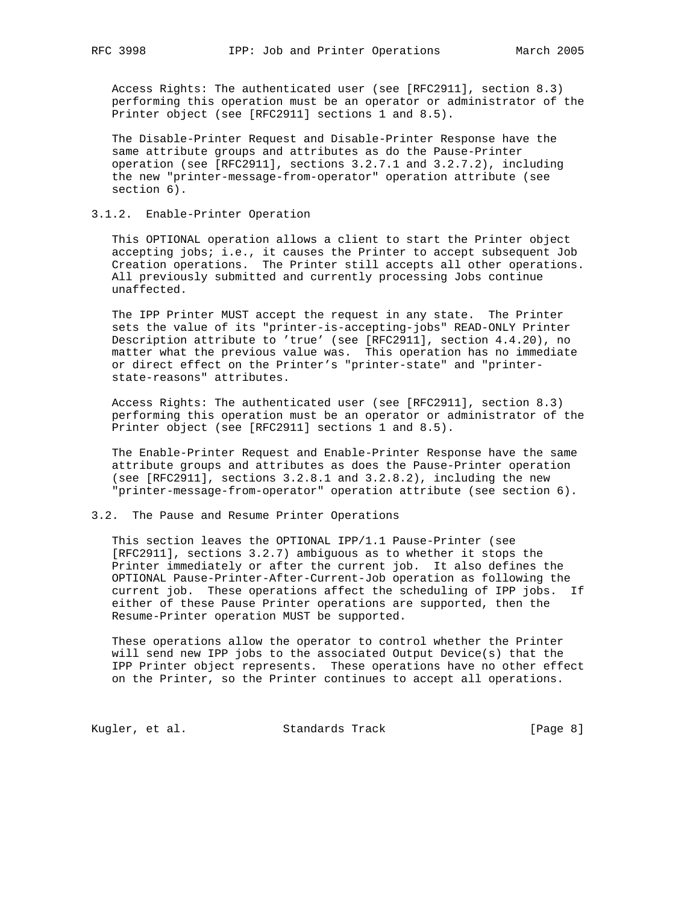Access Rights: The authenticated user (see [RFC2911], section 8.3) performing this operation must be an operator or administrator of the Printer object (see [RFC2911] sections 1 and 8.5).

The Disable-Printer Request and Disable-Printer Response have the same attribute groups and attributes as do the Pause-Printer operation (see [RFC2911], sections 3.2.7.1 and 3.2.7.2), including the new "printer-message-from-operator" operation attribute (see section 6).

### 3.1.2. Enable-Printer Operation

This OPTIONAL operation allows a client to start the Printer object accepting jobs; i.e., it causes the Printer to accept subsequent Job Creation operations. The Printer still accepts all other operations. All previously submitted and currently processing Jobs continue unaffected.

The IPP Printer MUST accept the request in any state. The Printer sets the value of its "printer-is-accepting-jobs" READ-ONLY Printer Description attribute to 'true' (see [RFC2911], section 4.4.20), no matter what the previous value was. This operation has no immediate or direct effect on the Printer's "printer-state" and "printer-state-reasons" attributes.

Access Rights: The authenticated user (see [RFC2911], section 8.3) performing this operation must be an operator or administrator of the Printer object (see [RFC2911] sections 1 and 8.5).

The Enable-Printer Request and Enable-Printer Response have the same attribute groups and attributes as does the Pause-Printer operation (see [RFC2911], sections 3.2.8.1 and 3.2.8.2), including the new "printer-message-from-operator" operation attribute (see section 6).

## 3.2. The Pause and Resume Printer Operations

This section leaves the OPTIONAL IPP/1.1 Pause-Printer (see [RFC2911], sections 3.2.7) ambiguous as to whether it stops the Printer immediately or after the current job. It also defines the OPTIONAL Pause-Printer-After-Current-Job operation as following the current job. These operations affect the scheduling of IPP jobs. If either of these Pause Printer operations are supported, then the Resume-Printer operation MUST be supported.

These operations allow the operator to control whether the Printer will send new IPP jobs to the associated Output Device(s) that the IPP Printer object represents. These operations have no other effect on the Printer, so the Printer continues to accept all operations.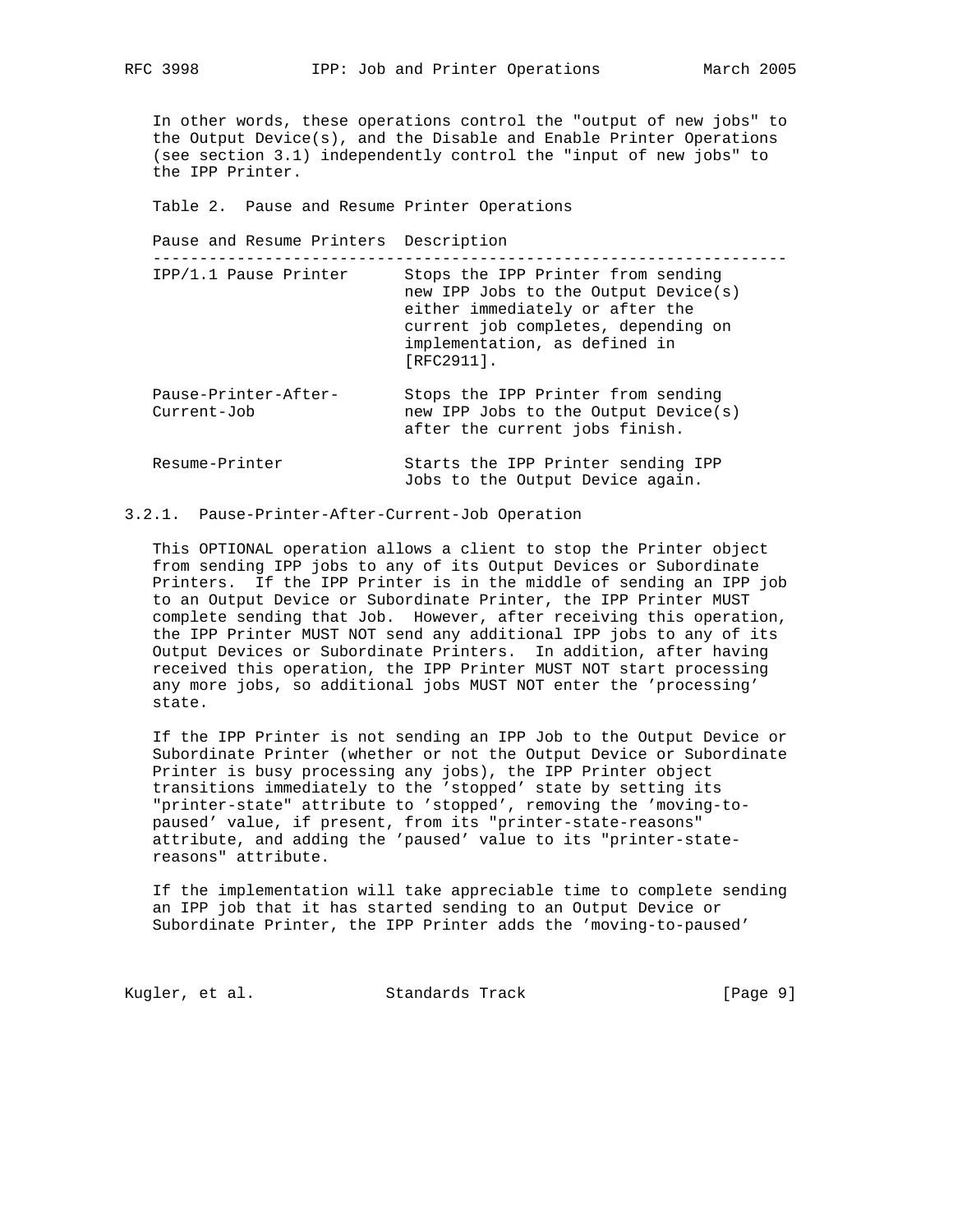In other words, these operations control the "output of new jobs" to the Output Device(s), and the Disable and Enable Printer Operations (see section 3.1) independently control the "input of new jobs" to the IPP Printer.

Table 2. Pause and Resume Printer Operations

| Pause and Resume Printers | Description |
|---|---|
| IPP/1.1 Pause Printer | Stops the IPP Printer from sending new IPP Jobs to the Output Device(s) either immediately or after the current job completes, depending on implementation, as defined in [RFC2911]. |
| Pause-Printer-After-Current-Job | Stops the IPP Printer from sending new IPP Jobs to the Output Device(s) after the current jobs finish. |
| Resume-Printer | Starts the IPP Printer sending IPP Jobs to the Output Device again. |

### 3.2.1. Pause-Printer-After-Current-Job Operation

This OPTIONAL operation allows a client to stop the Printer object from sending IPP jobs to any of its Output Devices or Subordinate Printers. If the IPP Printer is in the middle of sending an IPP job to an Output Device or Subordinate Printer, the IPP Printer MUST complete sending that Job. However, after receiving this operation, the IPP Printer MUST NOT send any additional IPP jobs to any of its Output Devices or Subordinate Printers. In addition, after having received this operation, the IPP Printer MUST NOT start processing any more jobs, so additional jobs MUST NOT enter the 'processing' state.

If the IPP Printer is not sending an IPP Job to the Output Device or Subordinate Printer (whether or not the Output Device or Subordinate Printer is busy processing any jobs), the IPP Printer object transitions immediately to the 'stopped' state by setting its "printer-state" attribute to 'stopped', removing the 'moving-to-paused' value, if present, from its "printer-state-reasons" attribute, and adding the 'paused' value to its "printer-state-reasons" attribute.

If the implementation will take appreciable time to complete sending an IPP job that it has started sending to an Output Device or Subordinate Printer, the IPP Printer adds the 'moving-to-paused'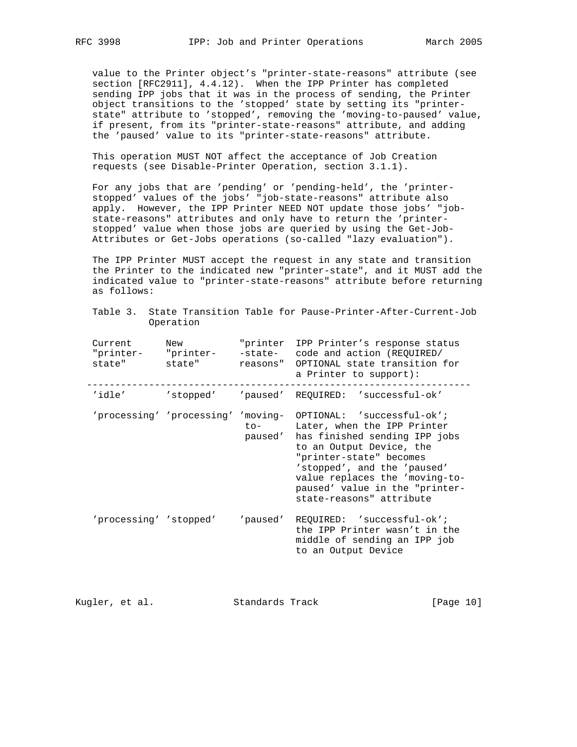value to the Printer object's "printer-state-reasons" attribute (see section [RFC2911], 4.4.12). When the IPP Printer has completed sending IPP jobs that it was in the process of sending, the Printer object transitions to the 'stopped' state by setting its "printer-state" attribute to 'stopped', removing the 'moving-to-paused' value, if present, from its "printer-state-reasons" attribute, and adding the 'paused' value to its "printer-state-reasons" attribute.

This operation MUST NOT affect the acceptance of Job Creation requests (see Disable-Printer Operation, section 3.1.1).

For any jobs that are 'pending' or 'pending-held', the 'printer-stopped' values of the jobs' "job-state-reasons" attribute also apply. However, the IPP Printer NEED NOT update those jobs' "job-state-reasons" attributes and only have to return the 'printer-stopped' value when those jobs are queried by using the Get-Job-Attributes or Get-Jobs operations (so-called "lazy evaluation").

The IPP Printer MUST accept the request in any state and transition the Printer to the indicated new "printer-state", and it MUST add the indicated value to "printer-state-reasons" attribute before returning as follows:

Table 3. State Transition Table for Pause-Printer-After-Current-Job Operation

| Current "printer-state" | New "printer-state" | "printer-state-reasons" | IPP Printer's response status code and action (REQUIRED/ OPTIONAL state transition for a Printer to support): |
|---|---|---|---|
| 'idle' | 'stopped' | 'paused' | REQUIRED: 'successful-ok' |
| 'processing' | 'processing' | 'moving-to-paused' | OPTIONAL: 'successful-ok'; Later, when the IPP Printer has finished sending IPP jobs to an Output Device, the "printer-state" becomes 'stopped', and the 'paused' value replaces the 'moving-to-paused' value in the "printer-state-reasons" attribute |
| 'processing' | 'stopped' | 'paused' | REQUIRED: 'successful-ok'; the IPP Printer wasn't in the middle of sending an IPP job to an Output Device |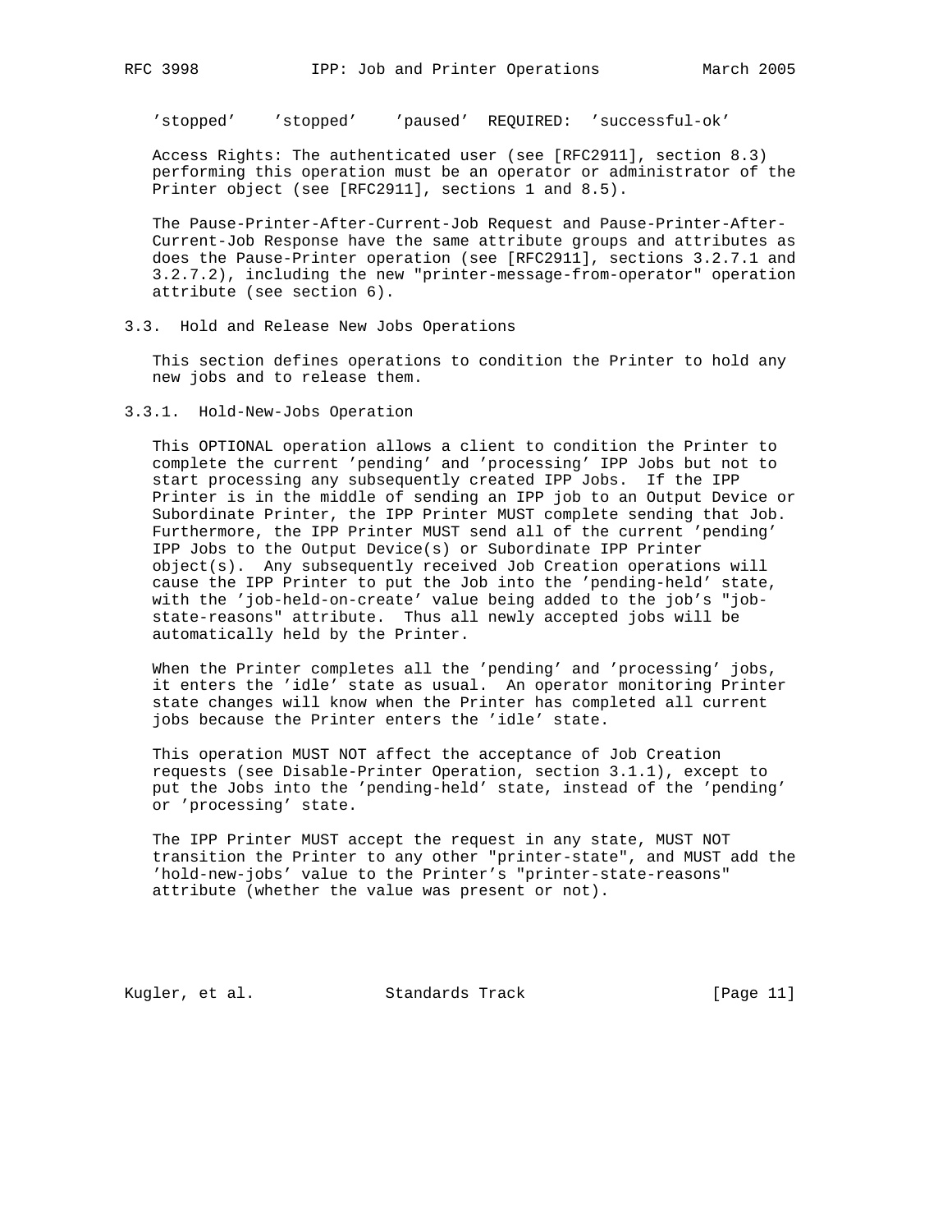'stopped'    'stopped'    'paused'  REQUIRED:  'successful-ok'

Access Rights: The authenticated user (see [RFC2911], section 8.3) performing this operation must be an operator or administrator of the Printer object (see [RFC2911], sections 1 and 8.5).

The Pause-Printer-After-Current-Job Request and Pause-Printer-After-Current-Job Response have the same attribute groups and attributes as does the Pause-Printer operation (see [RFC2911], sections 3.2.7.1 and 3.2.7.2), including the new "printer-message-from-operator" operation attribute (see section 6).

## 3.3. Hold and Release New Jobs Operations

This section defines operations to condition the Printer to hold any new jobs and to release them.

### 3.3.1. Hold-New-Jobs Operation

This OPTIONAL operation allows a client to condition the Printer to complete the current 'pending' and 'processing' IPP Jobs but not to start processing any subsequently created IPP Jobs. If the IPP Printer is in the middle of sending an IPP job to an Output Device or Subordinate Printer, the IPP Printer MUST complete sending that Job. Furthermore, the IPP Printer MUST send all of the current 'pending' IPP Jobs to the Output Device(s) or Subordinate IPP Printer object(s). Any subsequently received Job Creation operations will cause the IPP Printer to put the Job into the 'pending-held' state, with the 'job-held-on-create' value being added to the job's "job-state-reasons" attribute. Thus all newly accepted jobs will be automatically held by the Printer.

When the Printer completes all the 'pending' and 'processing' jobs, it enters the 'idle' state as usual. An operator monitoring Printer state changes will know when the Printer has completed all current jobs because the Printer enters the 'idle' state.

This operation MUST NOT affect the acceptance of Job Creation requests (see Disable-Printer Operation, section 3.1.1), except to put the Jobs into the 'pending-held' state, instead of the 'pending' or 'processing' state.

The IPP Printer MUST accept the request in any state, MUST NOT transition the Printer to any other "printer-state", and MUST add the 'hold-new-jobs' value to the Printer's "printer-state-reasons" attribute (whether the value was present or not).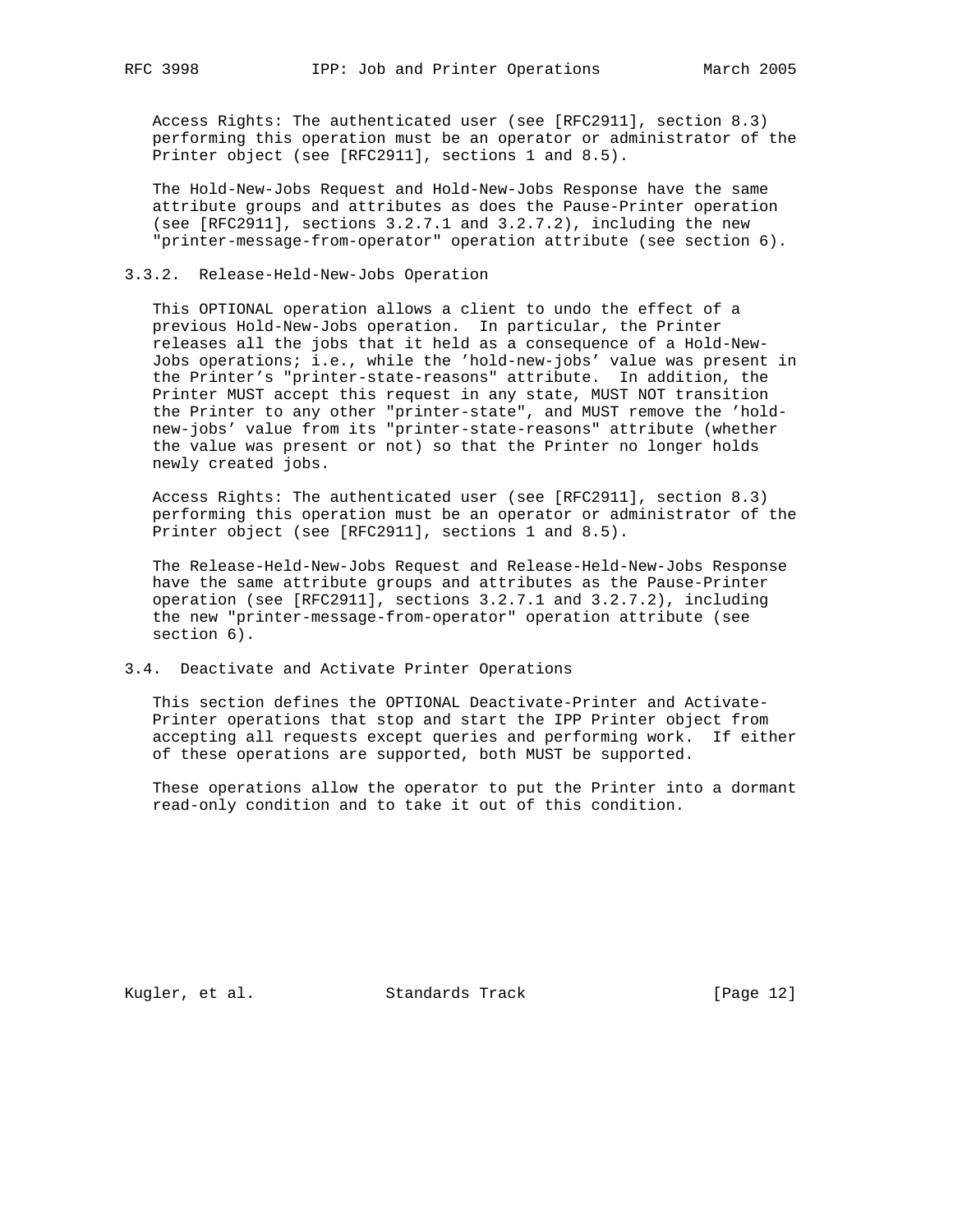Access Rights: The authenticated user (see [RFC2911], section 8.3) performing this operation must be an operator or administrator of the Printer object (see [RFC2911], sections 1 and 8.5).

The Hold-New-Jobs Request and Hold-New-Jobs Response have the same attribute groups and attributes as does the Pause-Printer operation (see [RFC2911], sections 3.2.7.1 and 3.2.7.2), including the new "printer-message-from-operator" operation attribute (see section 6).

### 3.3.2. Release-Held-New-Jobs Operation

This OPTIONAL operation allows a client to undo the effect of a previous Hold-New-Jobs operation. In particular, the Printer releases all the jobs that it held as a consequence of a Hold-New-Jobs operations; i.e., while the 'hold-new-jobs' value was present in the Printer's "printer-state-reasons" attribute. In addition, the Printer MUST accept this request in any state, MUST NOT transition the Printer to any other "printer-state", and MUST remove the 'hold-new-jobs' value from its "printer-state-reasons" attribute (whether the value was present or not) so that the Printer no longer holds newly created jobs.

Access Rights: The authenticated user (see [RFC2911], section 8.3) performing this operation must be an operator or administrator of the Printer object (see [RFC2911], sections 1 and 8.5).

The Release-Held-New-Jobs Request and Release-Held-New-Jobs Response have the same attribute groups and attributes as the Pause-Printer operation (see [RFC2911], sections 3.2.7.1 and 3.2.7.2), including the new "printer-message-from-operator" operation attribute (see section 6).

## 3.4. Deactivate and Activate Printer Operations

This section defines the OPTIONAL Deactivate-Printer and Activate-Printer operations that stop and start the IPP Printer object from accepting all requests except queries and performing work. If either of these operations are supported, both MUST be supported.

These operations allow the operator to put the Printer into a dormant read-only condition and to take it out of this condition.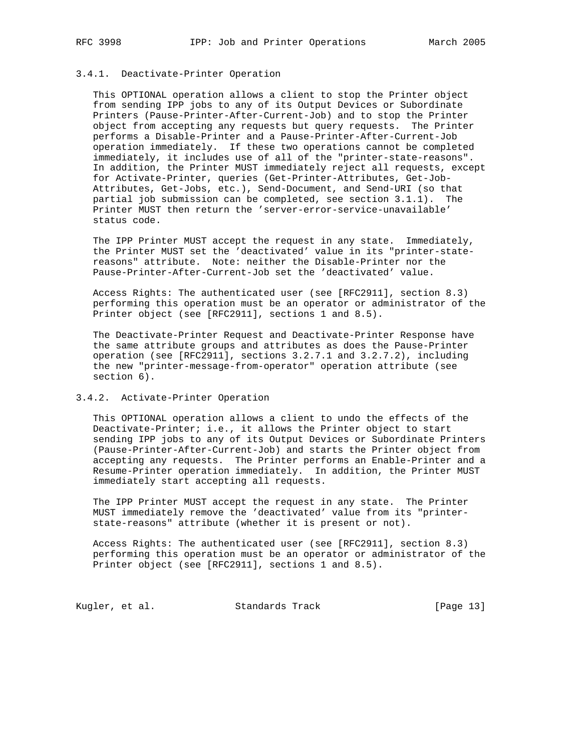### 3.4.1. Deactivate-Printer Operation

This OPTIONAL operation allows a client to stop the Printer object from sending IPP jobs to any of its Output Devices or Subordinate Printers (Pause-Printer-After-Current-Job) and to stop the Printer object from accepting any requests but query requests. The Printer performs a Disable-Printer and a Pause-Printer-After-Current-Job operation immediately. If these two operations cannot be completed immediately, it includes use of all of the "printer-state-reasons". In addition, the Printer MUST immediately reject all requests, except for Activate-Printer, queries (Get-Printer-Attributes, Get-Job-Attributes, Get-Jobs, etc.), Send-Document, and Send-URI (so that partial job submission can be completed, see section 3.1.1). The Printer MUST then return the 'server-error-service-unavailable' status code.

The IPP Printer MUST accept the request in any state. Immediately, the Printer MUST set the 'deactivated' value in its "printer-state-reasons" attribute. Note: neither the Disable-Printer nor the Pause-Printer-After-Current-Job set the 'deactivated' value.

Access Rights: The authenticated user (see [RFC2911], section 8.3) performing this operation must be an operator or administrator of the Printer object (see [RFC2911], sections 1 and 8.5).

The Deactivate-Printer Request and Deactivate-Printer Response have the same attribute groups and attributes as does the Pause-Printer operation (see [RFC2911], sections 3.2.7.1 and 3.2.7.2), including the new "printer-message-from-operator" operation attribute (see section 6).

### 3.4.2. Activate-Printer Operation

This OPTIONAL operation allows a client to undo the effects of the Deactivate-Printer; i.e., it allows the Printer object to start sending IPP jobs to any of its Output Devices or Subordinate Printers (Pause-Printer-After-Current-Job) and starts the Printer object from accepting any requests. The Printer performs an Enable-Printer and a Resume-Printer operation immediately. In addition, the Printer MUST immediately start accepting all requests.

The IPP Printer MUST accept the request in any state. The Printer MUST immediately remove the 'deactivated' value from its "printer-state-reasons" attribute (whether it is present or not).

Access Rights: The authenticated user (see [RFC2911], section 8.3) performing this operation must be an operator or administrator of the Printer object (see [RFC2911], sections 1 and 8.5).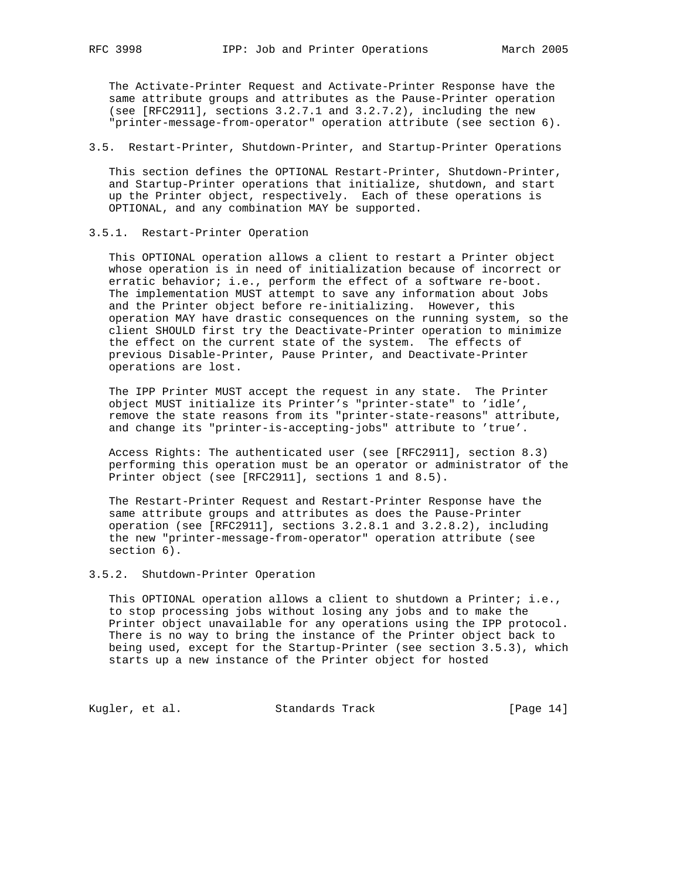The Activate-Printer Request and Activate-Printer Response have the same attribute groups and attributes as the Pause-Printer operation (see [RFC2911], sections 3.2.7.1 and 3.2.7.2), including the new "printer-message-from-operator" operation attribute (see section 6).

### 3.5. Restart-Printer, Shutdown-Printer, and Startup-Printer Operations

This section defines the OPTIONAL Restart-Printer, Shutdown-Printer, and Startup-Printer operations that initialize, shutdown, and start up the Printer object, respectively. Each of these operations is OPTIONAL, and any combination MAY be supported.

#### 3.5.1. Restart-Printer Operation

This OPTIONAL operation allows a client to restart a Printer object whose operation is in need of initialization because of incorrect or erratic behavior; i.e., perform the effect of a software re-boot. The implementation MUST attempt to save any information about Jobs and the Printer object before re-initializing. However, this operation MAY have drastic consequences on the running system, so the client SHOULD first try the Deactivate-Printer operation to minimize the effect on the current state of the system. The effects of previous Disable-Printer, Pause Printer, and Deactivate-Printer operations are lost.

The IPP Printer MUST accept the request in any state. The Printer object MUST initialize its Printer's "printer-state" to 'idle', remove the state reasons from its "printer-state-reasons" attribute, and change its "printer-is-accepting-jobs" attribute to 'true'.

Access Rights: The authenticated user (see [RFC2911], section 8.3) performing this operation must be an operator or administrator of the Printer object (see [RFC2911], sections 1 and 8.5).

The Restart-Printer Request and Restart-Printer Response have the same attribute groups and attributes as does the Pause-Printer operation (see [RFC2911], sections 3.2.8.1 and 3.2.8.2), including the new "printer-message-from-operator" operation attribute (see section 6).

#### 3.5.2. Shutdown-Printer Operation

This OPTIONAL operation allows a client to shutdown a Printer; i.e., to stop processing jobs without losing any jobs and to make the Printer object unavailable for any operations using the IPP protocol. There is no way to bring the instance of the Printer object back to being used, except for the Startup-Printer (see section 3.5.3), which starts up a new instance of the Printer object for hosted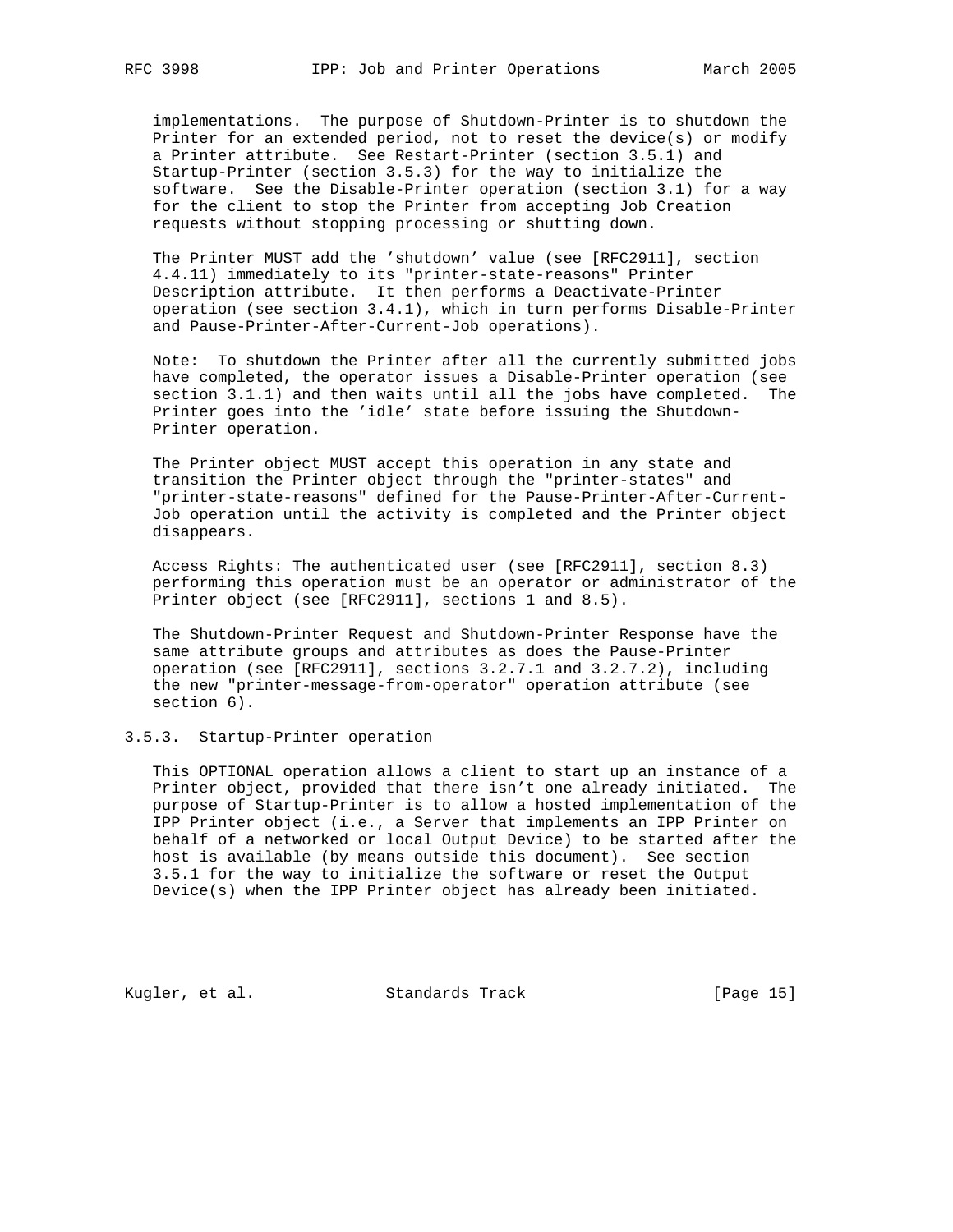implementations. The purpose of Shutdown-Printer is to shutdown the Printer for an extended period, not to reset the device(s) or modify a Printer attribute. See Restart-Printer (section 3.5.1) and Startup-Printer (section 3.5.3) for the way to initialize the software. See the Disable-Printer operation (section 3.1) for a way for the client to stop the Printer from accepting Job Creation requests without stopping processing or shutting down.

The Printer MUST add the 'shutdown' value (see [RFC2911], section 4.4.11) immediately to its "printer-state-reasons" Printer Description attribute. It then performs a Deactivate-Printer operation (see section 3.4.1), which in turn performs Disable-Printer and Pause-Printer-After-Current-Job operations).

Note: To shutdown the Printer after all the currently submitted jobs have completed, the operator issues a Disable-Printer operation (see section 3.1.1) and then waits until all the jobs have completed. The Printer goes into the 'idle' state before issuing the Shutdown-Printer operation.

The Printer object MUST accept this operation in any state and transition the Printer object through the "printer-states" and "printer-state-reasons" defined for the Pause-Printer-After-Current-Job operation until the activity is completed and the Printer object disappears.

Access Rights: The authenticated user (see [RFC2911], section 8.3) performing this operation must be an operator or administrator of the Printer object (see [RFC2911], sections 1 and 8.5).

The Shutdown-Printer Request and Shutdown-Printer Response have the same attribute groups and attributes as does the Pause-Printer operation (see [RFC2911], sections 3.2.7.1 and 3.2.7.2), including the new "printer-message-from-operator" operation attribute (see section 6).

### 3.5.3. Startup-Printer operation

This OPTIONAL operation allows a client to start up an instance of a Printer object, provided that there isn't one already initiated. The purpose of Startup-Printer is to allow a hosted implementation of the IPP Printer object (i.e., a Server that implements an IPP Printer on behalf of a networked or local Output Device) to be started after the host is available (by means outside this document). See section 3.5.1 for the way to initialize the software or reset the Output Device(s) when the IPP Printer object has already been initiated.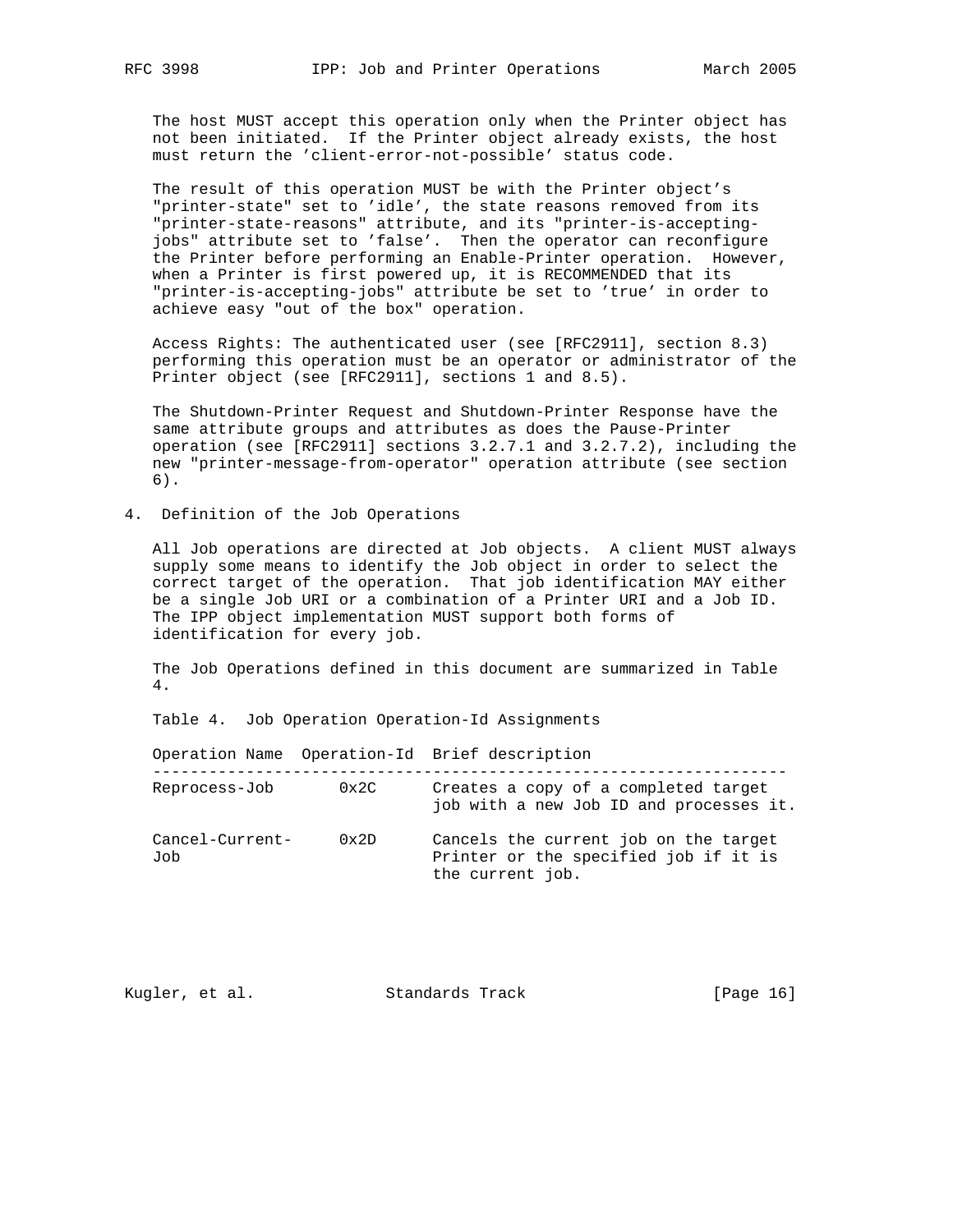The host MUST accept this operation only when the Printer object has not been initiated. If the Printer object already exists, the host must return the 'client-error-not-possible' status code.

The result of this operation MUST be with the Printer object's "printer-state" set to 'idle', the state reasons removed from its "printer-state-reasons" attribute, and its "printer-is-accepting-jobs" attribute set to 'false'. Then the operator can reconfigure the Printer before performing an Enable-Printer operation. However, when a Printer is first powered up, it is RECOMMENDED that its "printer-is-accepting-jobs" attribute be set to 'true' in order to achieve easy "out of the box" operation.

Access Rights: The authenticated user (see [RFC2911], section 8.3) performing this operation must be an operator or administrator of the Printer object (see [RFC2911], sections 1 and 8.5).

The Shutdown-Printer Request and Shutdown-Printer Response have the same attribute groups and attributes as does the Pause-Printer operation (see [RFC2911] sections 3.2.7.1 and 3.2.7.2), including the new "printer-message-from-operator" operation attribute (see section 6).

## 4. Definition of the Job Operations

All Job operations are directed at Job objects. A client MUST always supply some means to identify the Job object in order to select the correct target of the operation. That job identification MAY either be a single Job URI or a combination of a Printer URI and a Job ID. The IPP object implementation MUST support both forms of identification for every job.

The Job Operations defined in this document are summarized in Table 4.

Table 4. Job Operation Operation-Id Assignments

| Operation Name | Operation-Id | Brief description |
|---|---|---|
| Reprocess-Job | 0x2C | Creates a copy of a completed target job with a new Job ID and processes it. |
| Cancel-Current-Job | 0x2D | Cancels the current job on the target Printer or the specified job if it is the current job. |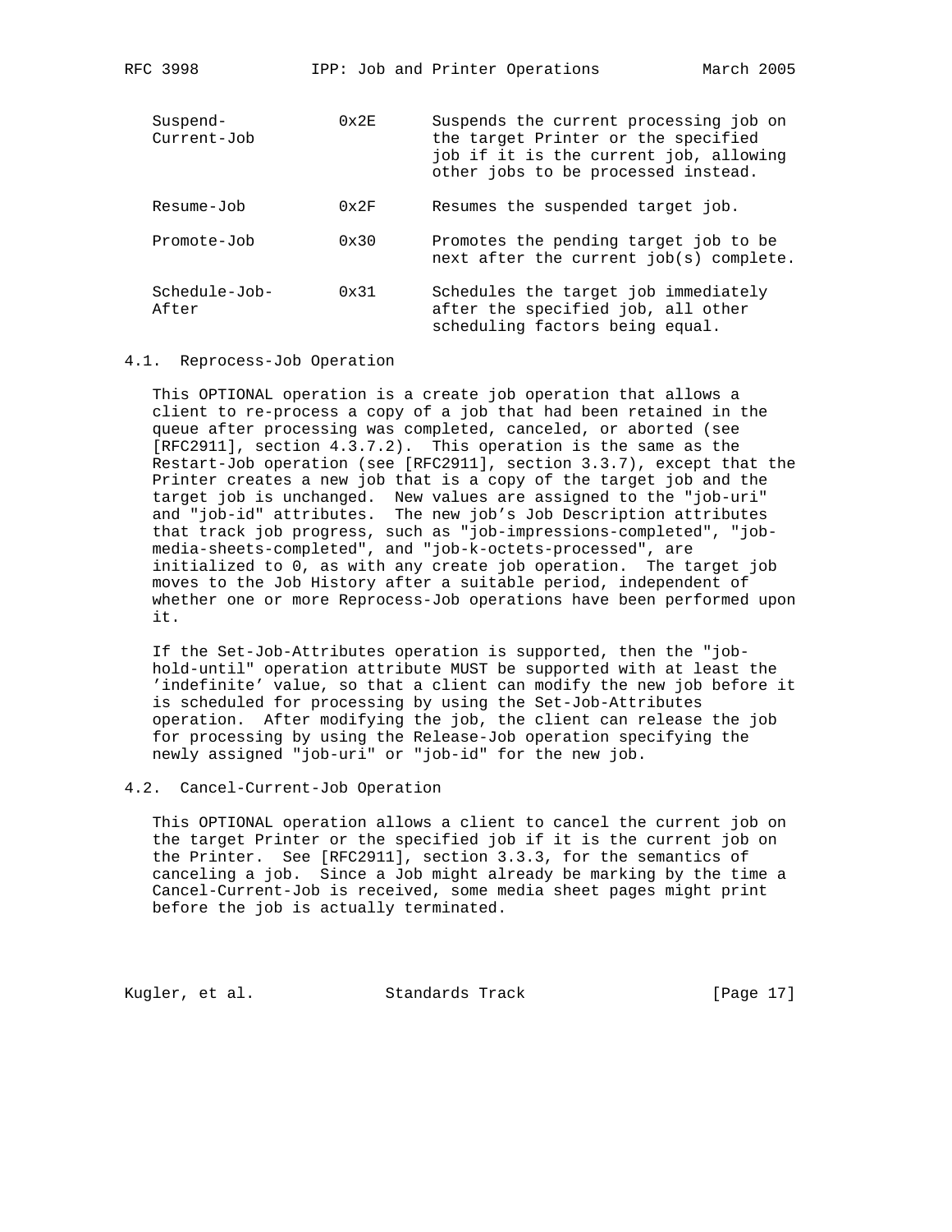| | | |
|---|---|---|
| Suspend-Current-Job | 0x2E | Suspends the current processing job on the target Printer or the specified job if it is the current job, allowing other jobs to be processed instead. |
| Resume-Job | 0x2F | Resumes the suspended target job. |
| Promote-Job | 0x30 | Promotes the pending target job to be next after the current job(s) complete. |
| Schedule-Job-After | 0x31 | Schedules the target job immediately after the specified job, all other scheduling factors being equal. |

### 4.1. Reprocess-Job Operation

This OPTIONAL operation is a create job operation that allows a client to re-process a copy of a job that had been retained in the queue after processing was completed, canceled, or aborted (see [RFC2911], section 4.3.7.2). This operation is the same as the Restart-Job operation (see [RFC2911], section 3.3.7), except that the Printer creates a new job that is a copy of the target job and the target job is unchanged. New values are assigned to the "job-uri" and "job-id" attributes. The new job's Job Description attributes that track job progress, such as "job-impressions-completed", "job-media-sheets-completed", and "job-k-octets-processed", are initialized to 0, as with any create job operation. The target job moves to the Job History after a suitable period, independent of whether one or more Reprocess-Job operations have been performed upon it.

If the Set-Job-Attributes operation is supported, then the "job-hold-until" operation attribute MUST be supported with at least the 'indefinite' value, so that a client can modify the new job before it is scheduled for processing by using the Set-Job-Attributes operation. After modifying the job, the client can release the job for processing by using the Release-Job operation specifying the newly assigned "job-uri" or "job-id" for the new job.

### 4.2. Cancel-Current-Job Operation

This OPTIONAL operation allows a client to cancel the current job on the target Printer or the specified job if it is the current job on the Printer. See [RFC2911], section 3.3.3, for the semantics of canceling a job. Since a Job might already be marking by the time a Cancel-Current-Job is received, some media sheet pages might print before the job is actually terminated.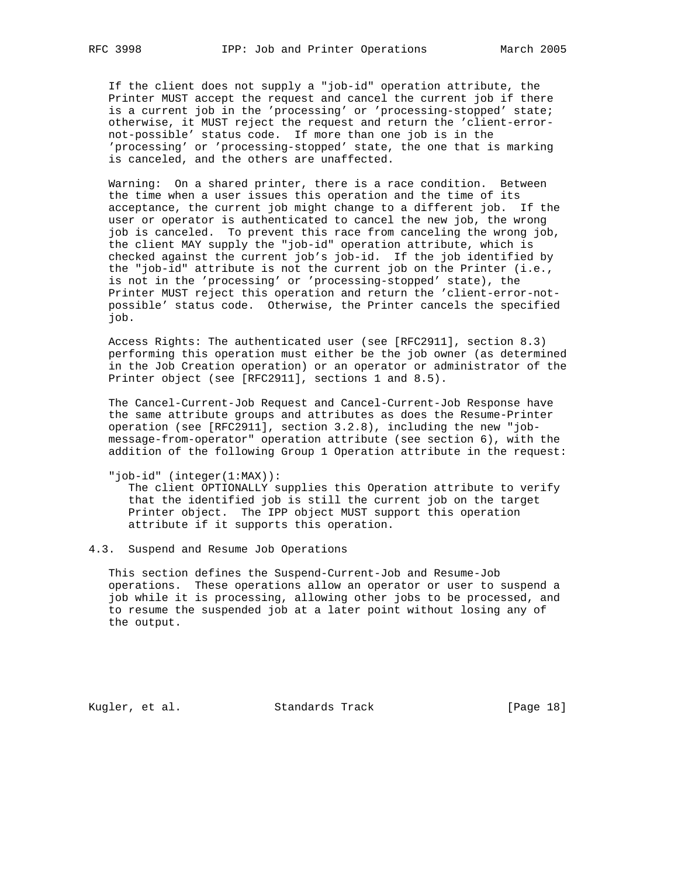If the client does not supply a "job-id" operation attribute, the Printer MUST accept the request and cancel the current job if there is a current job in the 'processing' or 'processing-stopped' state; otherwise, it MUST reject the request and return the 'client-error-not-possible' status code. If more than one job is in the 'processing' or 'processing-stopped' state, the one that is marking is canceled, and the others are unaffected.

Warning: On a shared printer, there is a race condition. Between the time when a user issues this operation and the time of its acceptance, the current job might change to a different job. If the user or operator is authenticated to cancel the new job, the wrong job is canceled. To prevent this race from canceling the wrong job, the client MAY supply the "job-id" operation attribute, which is checked against the current job's job-id. If the job identified by the "job-id" attribute is not the current job on the Printer (i.e., is not in the 'processing' or 'processing-stopped' state), the Printer MUST reject this operation and return the 'client-error-not-possible' status code. Otherwise, the Printer cancels the specified job.

Access Rights: The authenticated user (see [RFC2911], section 8.3) performing this operation must either be the job owner (as determined in the Job Creation operation) or an operator or administrator of the Printer object (see [RFC2911], sections 1 and 8.5).

The Cancel-Current-Job Request and Cancel-Current-Job Response have the same attribute groups and attributes as does the Resume-Printer operation (see [RFC2911], section 3.2.8), including the new "job-message-from-operator" operation attribute (see section 6), with the addition of the following Group 1 Operation attribute in the request:

"job-id" (integer(1:MAX)):
   The client OPTIONALLY supplies this Operation attribute to verify that the identified job is still the current job on the target Printer object. The IPP object MUST support this operation attribute if it supports this operation.

## 4.3. Suspend and Resume Job Operations

This section defines the Suspend-Current-Job and Resume-Job operations. These operations allow an operator or user to suspend a job while it is processing, allowing other jobs to be processed, and to resume the suspended job at a later point without losing any of the output.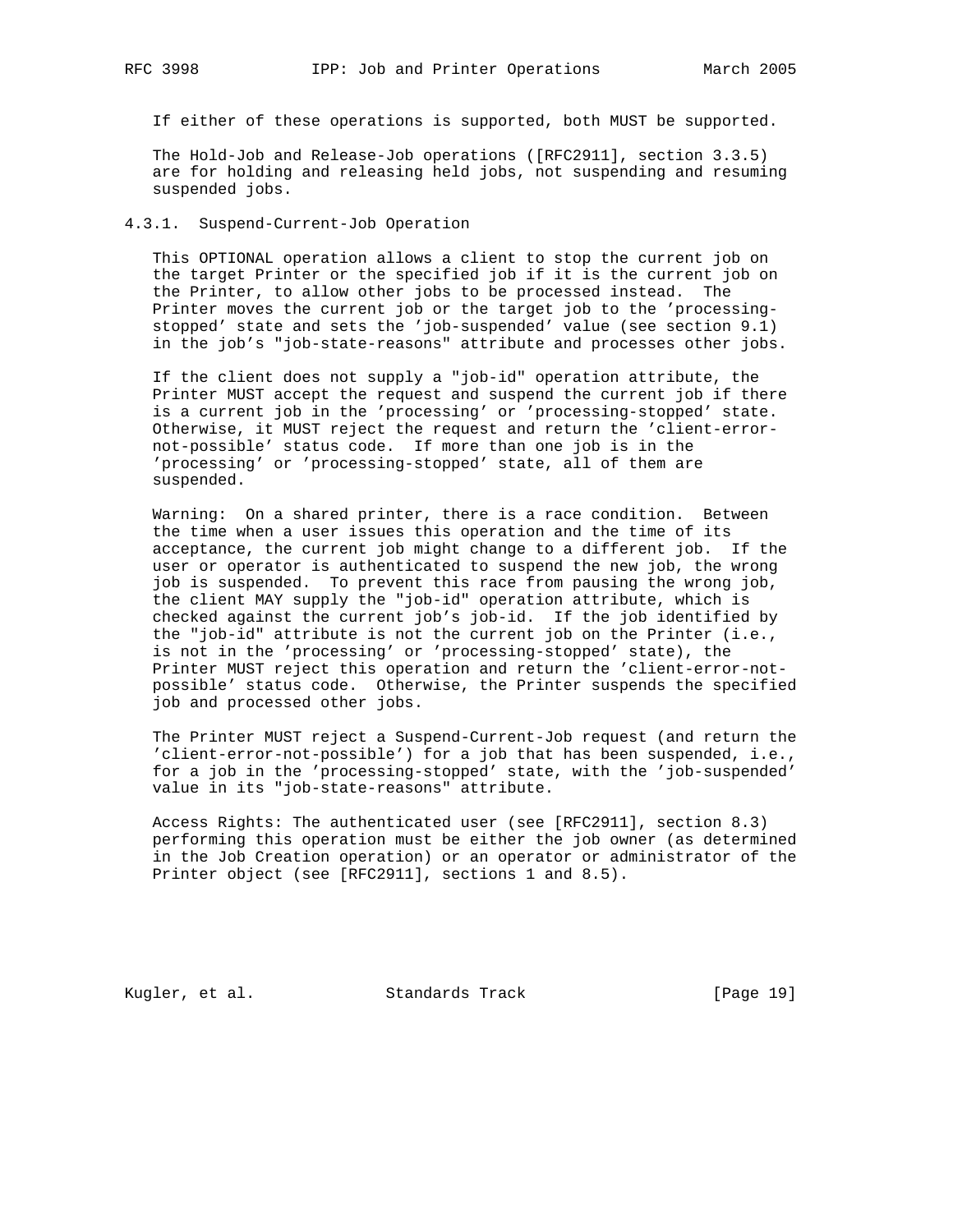If either of these operations is supported, both MUST be supported.

The Hold-Job and Release-Job operations ([RFC2911], section 3.3.5) are for holding and releasing held jobs, not suspending and resuming suspended jobs.

### 4.3.1. Suspend-Current-Job Operation

This OPTIONAL operation allows a client to stop the current job on the target Printer or the specified job if it is the current job on the Printer, to allow other jobs to be processed instead. The Printer moves the current job or the target job to the 'processing-stopped' state and sets the 'job-suspended' value (see section 9.1) in the job's "job-state-reasons" attribute and processes other jobs.

If the client does not supply a "job-id" operation attribute, the Printer MUST accept the request and suspend the current job if there is a current job in the 'processing' or 'processing-stopped' state. Otherwise, it MUST reject the request and return the 'client-error-not-possible' status code. If more than one job is in the 'processing' or 'processing-stopped' state, all of them are suspended.

Warning: On a shared printer, there is a race condition. Between the time when a user issues this operation and the time of its acceptance, the current job might change to a different job. If the user or operator is authenticated to suspend the new job, the wrong job is suspended. To prevent this race from pausing the wrong job, the client MAY supply the "job-id" operation attribute, which is checked against the current job's job-id. If the job identified by the "job-id" attribute is not the current job on the Printer (i.e., is not in the 'processing' or 'processing-stopped' state), the Printer MUST reject this operation and return the 'client-error-not-possible' status code. Otherwise, the Printer suspends the specified job and processed other jobs.

The Printer MUST reject a Suspend-Current-Job request (and return the 'client-error-not-possible') for a job that has been suspended, i.e., for a job in the 'processing-stopped' state, with the 'job-suspended' value in its "job-state-reasons" attribute.

Access Rights: The authenticated user (see [RFC2911], section 8.3) performing this operation must be either the job owner (as determined in the Job Creation operation) or an operator or administrator of the Printer object (see [RFC2911], sections 1 and 8.5).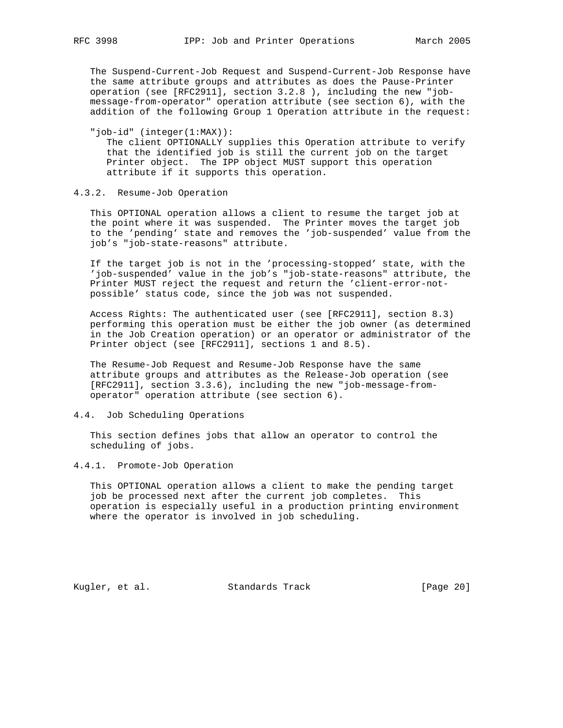The Suspend-Current-Job Request and Suspend-Current-Job Response have the same attribute groups and attributes as does the Pause-Printer operation (see [RFC2911], section 3.2.8 ), including the new "job-message-from-operator" operation attribute (see section 6), with the addition of the following Group 1 Operation attribute in the request:

"job-id" (integer(1:MAX)):
The client OPTIONALLY supplies this Operation attribute to verify that the identified job is still the current job on the target Printer object. The IPP object MUST support this operation attribute if it supports this operation.

### 4.3.2. Resume-Job Operation

This OPTIONAL operation allows a client to resume the target job at the point where it was suspended. The Printer moves the target job to the 'pending' state and removes the 'job-suspended' value from the job's "job-state-reasons" attribute.

If the target job is not in the 'processing-stopped' state, with the 'job-suspended' value in the job's "job-state-reasons" attribute, the Printer MUST reject the request and return the 'client-error-not-possible' status code, since the job was not suspended.

Access Rights: The authenticated user (see [RFC2911], section 8.3) performing this operation must be either the job owner (as determined in the Job Creation operation) or an operator or administrator of the Printer object (see [RFC2911], sections 1 and 8.5).

The Resume-Job Request and Resume-Job Response have the same attribute groups and attributes as the Release-Job operation (see [RFC2911], section 3.3.6), including the new "job-message-from-operator" operation attribute (see section 6).

## 4.4. Job Scheduling Operations

This section defines jobs that allow an operator to control the scheduling of jobs.

### 4.4.1. Promote-Job Operation

This OPTIONAL operation allows a client to make the pending target job be processed next after the current job completes. This operation is especially useful in a production printing environment where the operator is involved in job scheduling.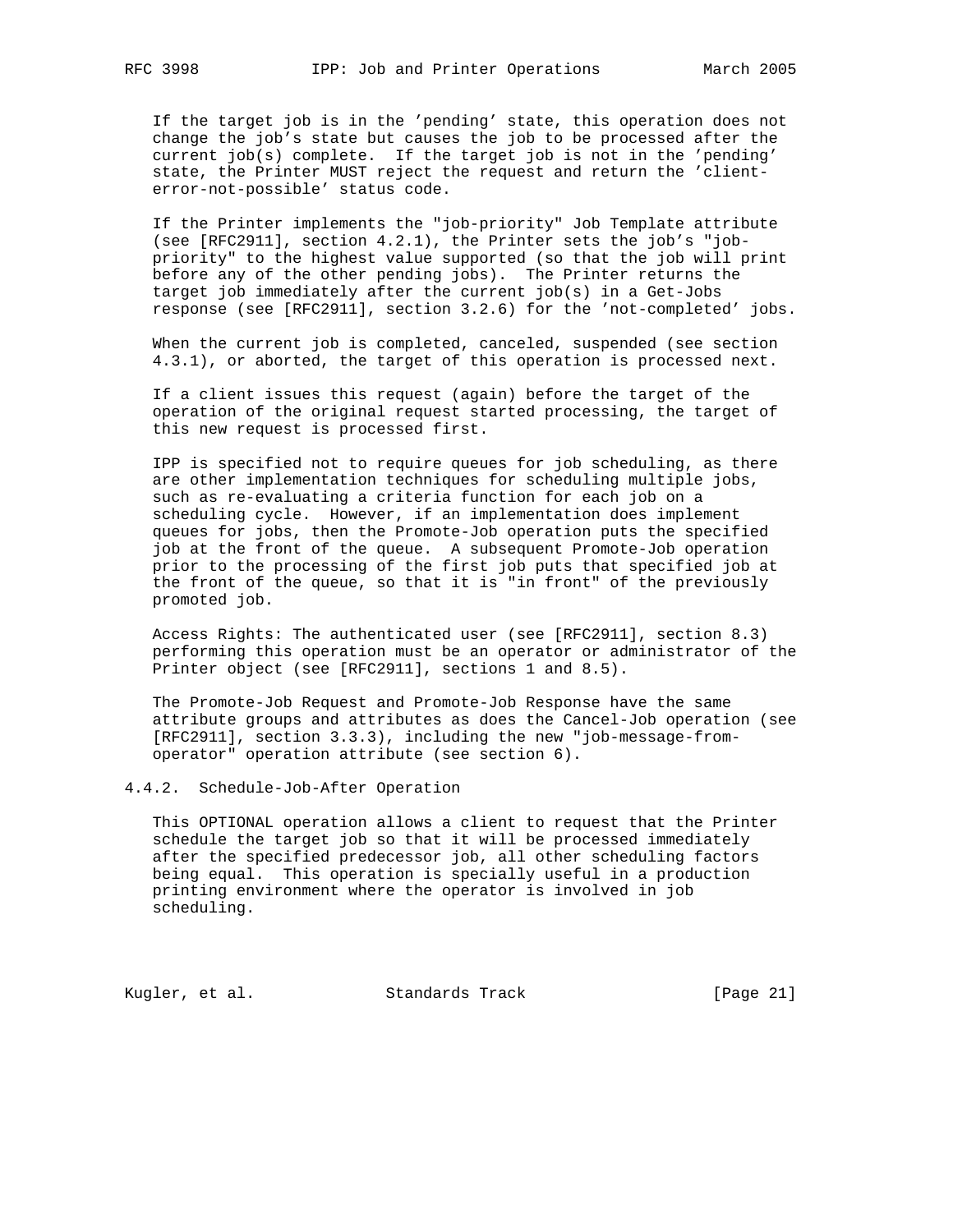If the target job is in the 'pending' state, this operation does not change the job's state but causes the job to be processed after the current job(s) complete. If the target job is not in the 'pending' state, the Printer MUST reject the request and return the 'client-error-not-possible' status code.

If the Printer implements the "job-priority" Job Template attribute (see [RFC2911], section 4.2.1), the Printer sets the job's "job-priority" to the highest value supported (so that the job will print before any of the other pending jobs). The Printer returns the target job immediately after the current job(s) in a Get-Jobs response (see [RFC2911], section 3.2.6) for the 'not-completed' jobs.

When the current job is completed, canceled, suspended (see section 4.3.1), or aborted, the target of this operation is processed next.

If a client issues this request (again) before the target of the operation of the original request started processing, the target of this new request is processed first.

IPP is specified not to require queues for job scheduling, as there are other implementation techniques for scheduling multiple jobs, such as re-evaluating a criteria function for each job on a scheduling cycle. However, if an implementation does implement queues for jobs, then the Promote-Job operation puts the specified job at the front of the queue. A subsequent Promote-Job operation prior to the processing of the first job puts that specified job at the front of the queue, so that it is "in front" of the previously promoted job.

Access Rights: The authenticated user (see [RFC2911], section 8.3) performing this operation must be an operator or administrator of the Printer object (see [RFC2911], sections 1 and 8.5).

The Promote-Job Request and Promote-Job Response have the same attribute groups and attributes as does the Cancel-Job operation (see [RFC2911], section 3.3.3), including the new "job-message-from-operator" operation attribute (see section 6).

### 4.4.2. Schedule-Job-After Operation

This OPTIONAL operation allows a client to request that the Printer schedule the target job so that it will be processed immediately after the specified predecessor job, all other scheduling factors being equal. This operation is specially useful in a production printing environment where the operator is involved in job scheduling.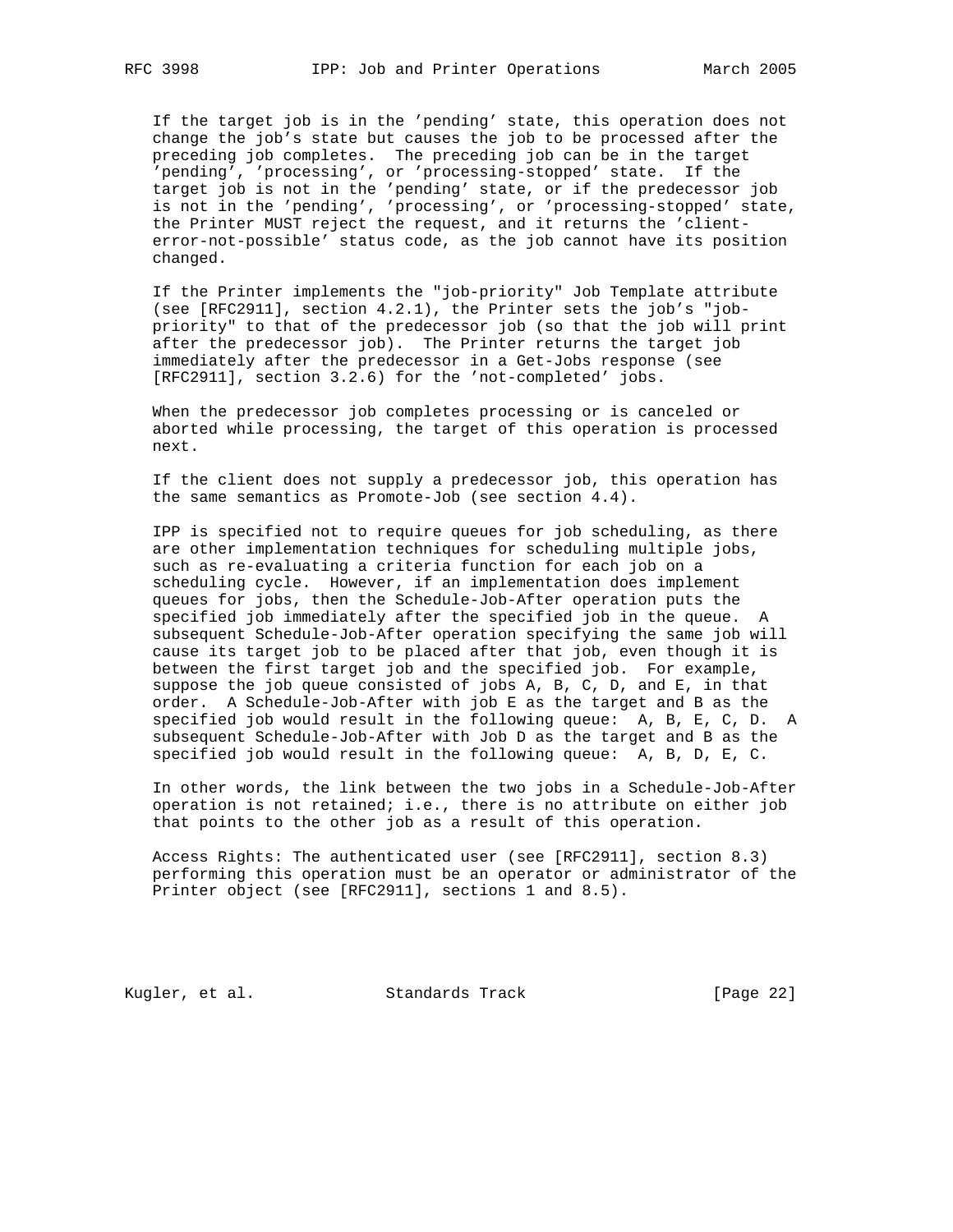If the target job is in the 'pending' state, this operation does not change the job's state but causes the job to be processed after the preceding job completes. The preceding job can be in the target 'pending', 'processing', or 'processing-stopped' state. If the target job is not in the 'pending' state, or if the predecessor job is not in the 'pending', 'processing', or 'processing-stopped' state, the Printer MUST reject the request, and it returns the 'client-error-not-possible' status code, as the job cannot have its position changed.

If the Printer implements the "job-priority" Job Template attribute (see [RFC2911], section 4.2.1), the Printer sets the job's "job-priority" to that of the predecessor job (so that the job will print after the predecessor job). The Printer returns the target job immediately after the predecessor in a Get-Jobs response (see [RFC2911], section 3.2.6) for the 'not-completed' jobs.

When the predecessor job completes processing or is canceled or aborted while processing, the target of this operation is processed next.

If the client does not supply a predecessor job, this operation has the same semantics as Promote-Job (see section 4.4).

IPP is specified not to require queues for job scheduling, as there are other implementation techniques for scheduling multiple jobs, such as re-evaluating a criteria function for each job on a scheduling cycle. However, if an implementation does implement queues for jobs, then the Schedule-Job-After operation puts the specified job immediately after the specified job in the queue. A subsequent Schedule-Job-After operation specifying the same job will cause its target job to be placed after that job, even though it is between the first target job and the specified job. For example, suppose the job queue consisted of jobs A, B, C, D, and E, in that order. A Schedule-Job-After with job E as the target and B as the specified job would result in the following queue: A, B, E, C, D. A subsequent Schedule-Job-After with Job D as the target and B as the specified job would result in the following queue: A, B, D, E, C.

In other words, the link between the two jobs in a Schedule-Job-After operation is not retained; i.e., there is no attribute on either job that points to the other job as a result of this operation.

Access Rights: The authenticated user (see [RFC2911], section 8.3) performing this operation must be an operator or administrator of the Printer object (see [RFC2911], sections 1 and 8.5).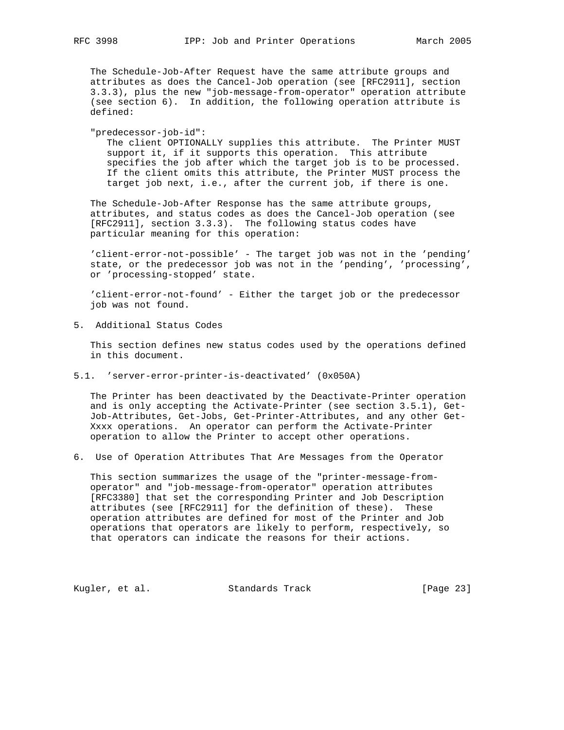The Schedule-Job-After Request have the same attribute groups and attributes as does the Cancel-Job operation (see [RFC2911], section 3.3.3), plus the new "job-message-from-operator" operation attribute (see section 6). In addition, the following operation attribute is defined:

"predecessor-job-id":
The client OPTIONALLY supplies this attribute. The Printer MUST support it, if it supports this operation. This attribute specifies the job after which the target job is to be processed. If the client omits this attribute, the Printer MUST process the target job next, i.e., after the current job, if there is one.

The Schedule-Job-After Response has the same attribute groups, attributes, and status codes as does the Cancel-Job operation (see [RFC2911], section 3.3.3). The following status codes have particular meaning for this operation:

'client-error-not-possible' - The target job was not in the 'pending' state, or the predecessor job was not in the 'pending', 'processing', or 'processing-stopped' state.

'client-error-not-found' - Either the target job or the predecessor job was not found.

## 5. Additional Status Codes

This section defines new status codes used by the operations defined in this document.

### 5.1. 'server-error-printer-is-deactivated' (0x050A)

The Printer has been deactivated by the Deactivate-Printer operation and is only accepting the Activate-Printer (see section 3.5.1), Get-Job-Attributes, Get-Jobs, Get-Printer-Attributes, and any other Get-Xxxx operations. An operator can perform the Activate-Printer operation to allow the Printer to accept other operations.

## 6. Use of Operation Attributes That Are Messages from the Operator

This section summarizes the usage of the "printer-message-from-operator" and "job-message-from-operator" operation attributes [RFC3380] that set the corresponding Printer and Job Description attributes (see [RFC2911] for the definition of these). These operation attributes are defined for most of the Printer and Job operations that operators are likely to perform, respectively, so that operators can indicate the reasons for their actions.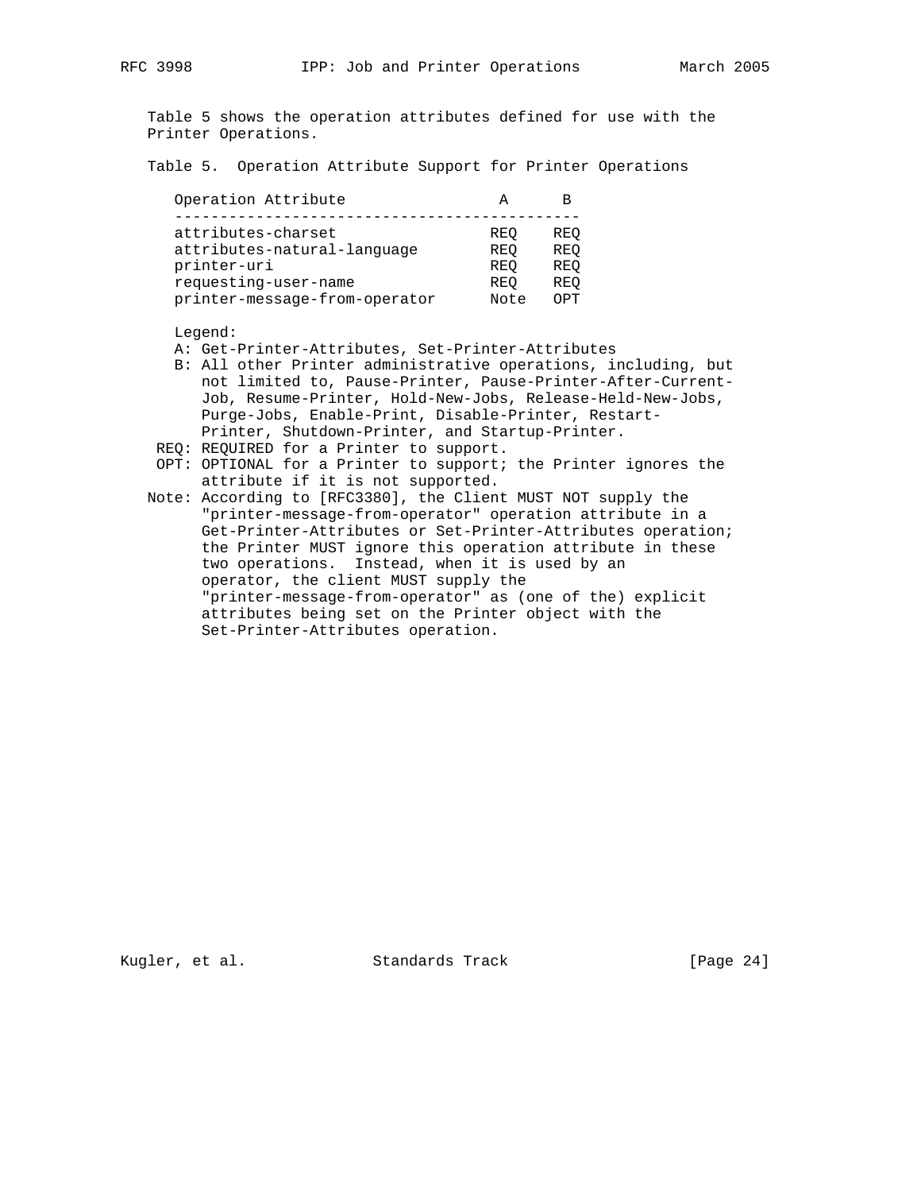Table 5 shows the operation attributes defined for use with the Printer Operations.

Table 5. Operation Attribute Support for Printer Operations

| Operation Attribute | A | B |
|---|---|---|
| attributes-charset | REQ | REQ |
| attributes-natural-language | REQ | REQ |
| printer-uri | REQ | REQ |
| requesting-user-name | REQ | REQ |
| printer-message-from-operator | Note | OPT |

Legend:

A: Get-Printer-Attributes, Set-Printer-Attributes

B: All other Printer administrative operations, including, but not limited to, Pause-Printer, Pause-Printer-After-Current-Job, Resume-Printer, Hold-New-Jobs, Release-Held-New-Jobs, Purge-Jobs, Enable-Print, Disable-Printer, Restart-Printer, Shutdown-Printer, and Startup-Printer.

REQ: REQUIRED for a Printer to support.

OPT: OPTIONAL for a Printer to support; the Printer ignores the attribute if it is not supported.

Note: According to [RFC3380], the Client MUST NOT supply the "printer-message-from-operator" operation attribute in a Get-Printer-Attributes or Set-Printer-Attributes operation; the Printer MUST ignore this operation attribute in these two operations. Instead, when it is used by an operator, the client MUST supply the "printer-message-from-operator" as (one of the) explicit attributes being set on the Printer object with the Set-Printer-Attributes operation.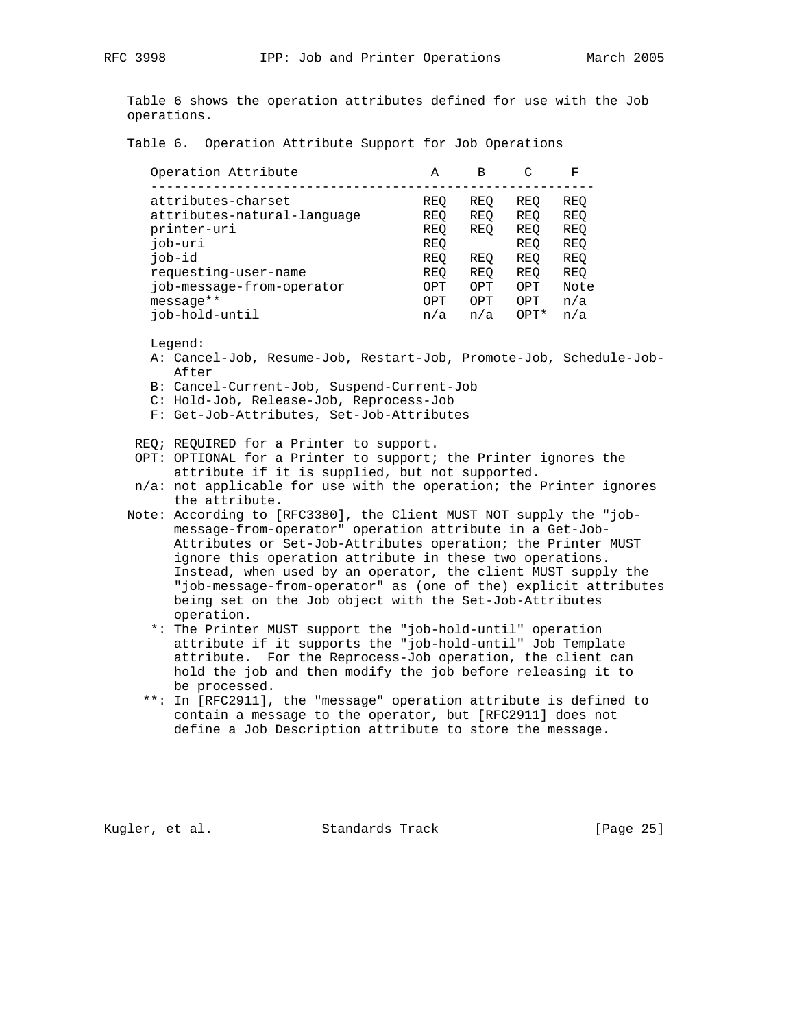Table 6 shows the operation attributes defined for use with the Job operations.

Table 6. Operation Attribute Support for Job Operations

| Operation Attribute | A | B | C | F |
|---|---|---|---|---|
| attributes-charset | REQ | REQ | REQ | REQ |
| attributes-natural-language | REQ | REQ | REQ | REQ |
| printer-uri | REQ | REQ | REQ | REQ |
| job-uri | REQ | | REQ | REQ |
| job-id | REQ | REQ | REQ | REQ |
| requesting-user-name | REQ | REQ | REQ | REQ |
| job-message-from-operator | OPT | OPT | OPT | Note |
| message** | OPT | OPT | OPT | n/a |
| job-hold-until | n/a | n/a | OPT* | n/a |

Legend:

- A: Cancel-Job, Resume-Job, Restart-Job, Promote-Job, Schedule-Job-After
- B: Cancel-Current-Job, Suspend-Current-Job
- C: Hold-Job, Release-Job, Reprocess-Job
- F: Get-Job-Attributes, Set-Job-Attributes

REQ; REQUIRED for a Printer to support.

OPT: OPTIONAL for a Printer to support; the Printer ignores the attribute if it is supplied, but not supported.

n/a: not applicable for use with the operation; the Printer ignores the attribute.

Note: According to [RFC3380], the Client MUST NOT supply the "job-message-from-operator" operation attribute in a Get-Job-Attributes or Set-Job-Attributes operation; the Printer MUST ignore this operation attribute in these two operations. Instead, when used by an operator, the client MUST supply the "job-message-from-operator" as (one of the) explicit attributes being set on the Job object with the Set-Job-Attributes operation.

*: The Printer MUST support the "job-hold-until" operation attribute if it supports the "job-hold-until" Job Template attribute. For the Reprocess-Job operation, the client can hold the job and then modify the job before releasing it to be processed.

**: In [RFC2911], the "message" operation attribute is defined to contain a message to the operator, but [RFC2911] does not define a Job Description attribute to store the message.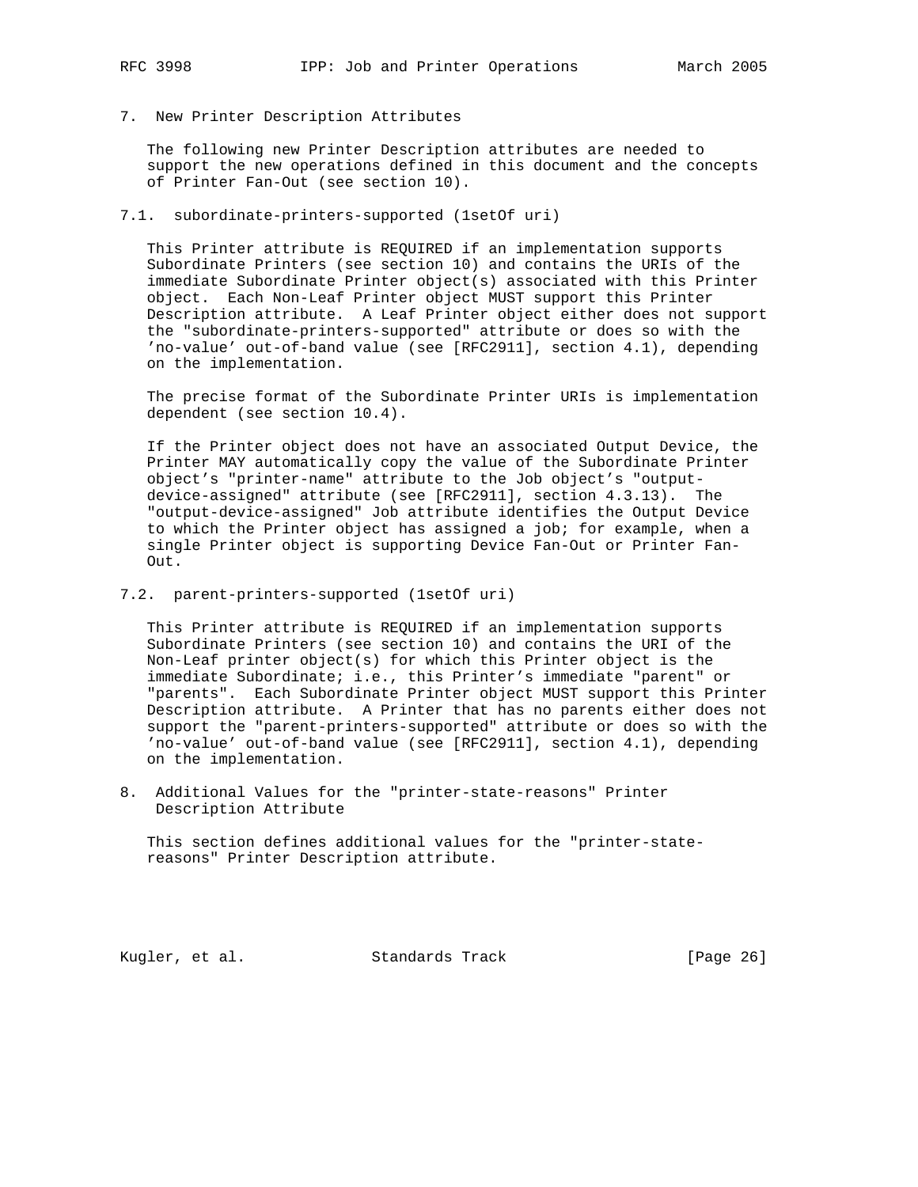## 7. New Printer Description Attributes

The following new Printer Description attributes are needed to support the new operations defined in this document and the concepts of Printer Fan-Out (see section 10).

### 7.1. subordinate-printers-supported (1setOf uri)

This Printer attribute is REQUIRED if an implementation supports Subordinate Printers (see section 10) and contains the URIs of the immediate Subordinate Printer object(s) associated with this Printer object. Each Non-Leaf Printer object MUST support this Printer Description attribute. A Leaf Printer object either does not support the "subordinate-printers-supported" attribute or does so with the 'no-value' out-of-band value (see [RFC2911], section 4.1), depending on the implementation.

The precise format of the Subordinate Printer URIs is implementation dependent (see section 10.4).

If the Printer object does not have an associated Output Device, the Printer MAY automatically copy the value of the Subordinate Printer object's "printer-name" attribute to the Job object's "output-device-assigned" attribute (see [RFC2911], section 4.3.13). The "output-device-assigned" Job attribute identifies the Output Device to which the Printer object has assigned a job; for example, when a single Printer object is supporting Device Fan-Out or Printer Fan-Out.

### 7.2. parent-printers-supported (1setOf uri)

This Printer attribute is REQUIRED if an implementation supports Subordinate Printers (see section 10) and contains the URI of the Non-Leaf printer object(s) for which this Printer object is the immediate Subordinate; i.e., this Printer's immediate "parent" or "parents". Each Subordinate Printer object MUST support this Printer Description attribute. A Printer that has no parents either does not support the "parent-printers-supported" attribute or does so with the 'no-value' out-of-band value (see [RFC2911], section 4.1), depending on the implementation.

## 8. Additional Values for the "printer-state-reasons" Printer Description Attribute

This section defines additional values for the "printer-state-reasons" Printer Description attribute.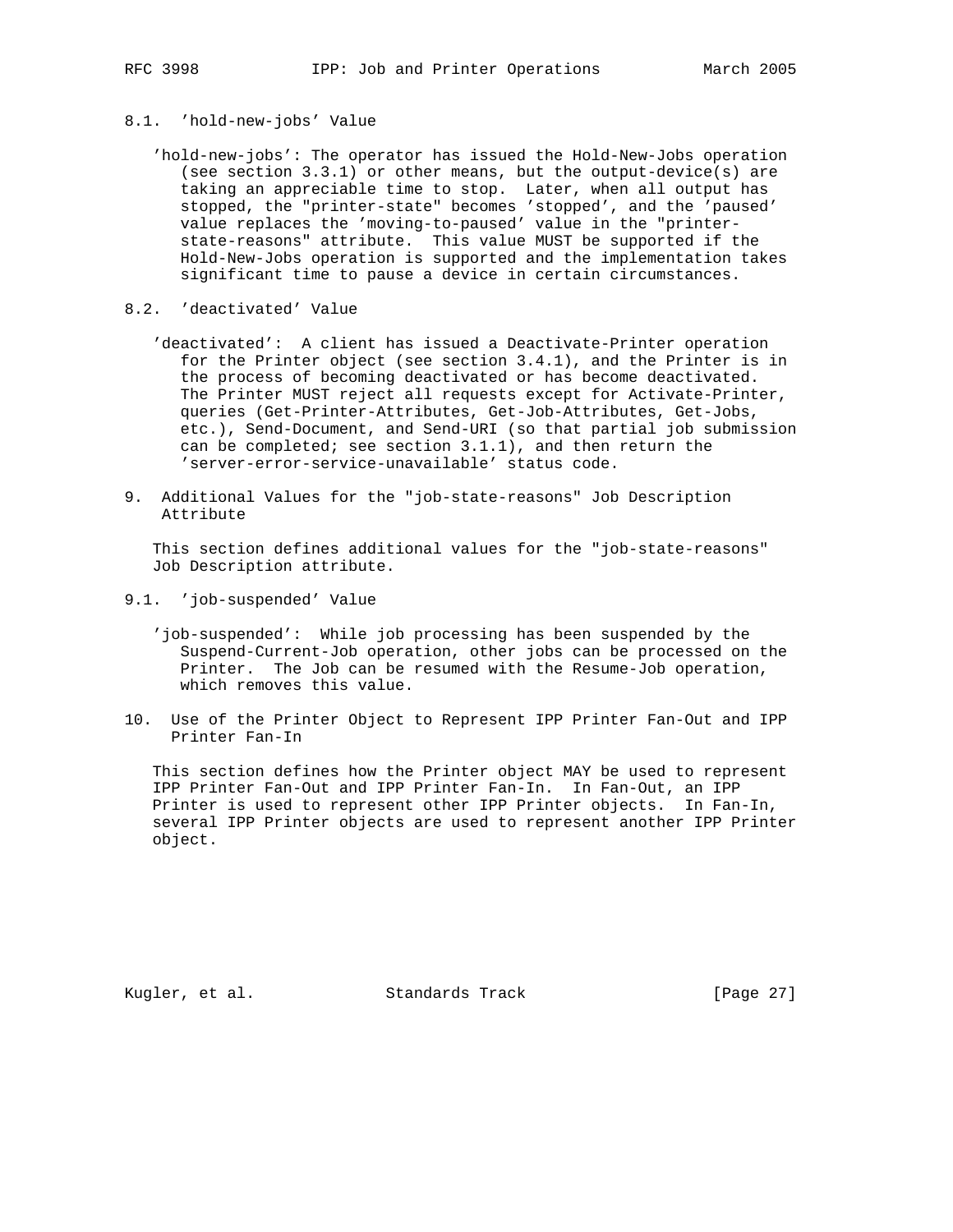## 8.1. 'hold-new-jobs' Value

'hold-new-jobs': The operator has issued the Hold-New-Jobs operation (see section 3.3.1) or other means, but the output-device(s) are taking an appreciable time to stop. Later, when all output has stopped, the "printer-state" becomes 'stopped', and the 'paused' value replaces the 'moving-to-paused' value in the "printer-state-reasons" attribute. This value MUST be supported if the Hold-New-Jobs operation is supported and the implementation takes significant time to pause a device in certain circumstances.

## 8.2. 'deactivated' Value

'deactivated': A client has issued a Deactivate-Printer operation for the Printer object (see section 3.4.1), and the Printer is in the process of becoming deactivated or has become deactivated. The Printer MUST reject all requests except for Activate-Printer, queries (Get-Printer-Attributes, Get-Job-Attributes, Get-Jobs, etc.), Send-Document, and Send-URI (so that partial job submission can be completed; see section 3.1.1), and then return the 'server-error-service-unavailable' status code.

# 9. Additional Values for the "job-state-reasons" Job Description Attribute

This section defines additional values for the "job-state-reasons" Job Description attribute.

## 9.1. 'job-suspended' Value

'job-suspended': While job processing has been suspended by the Suspend-Current-Job operation, other jobs can be processed on the Printer. The Job can be resumed with the Resume-Job operation, which removes this value.

# 10. Use of the Printer Object to Represent IPP Printer Fan-Out and IPP Printer Fan-In

This section defines how the Printer object MAY be used to represent IPP Printer Fan-Out and IPP Printer Fan-In. In Fan-Out, an IPP Printer is used to represent other IPP Printer objects. In Fan-In, several IPP Printer objects are used to represent another IPP Printer object.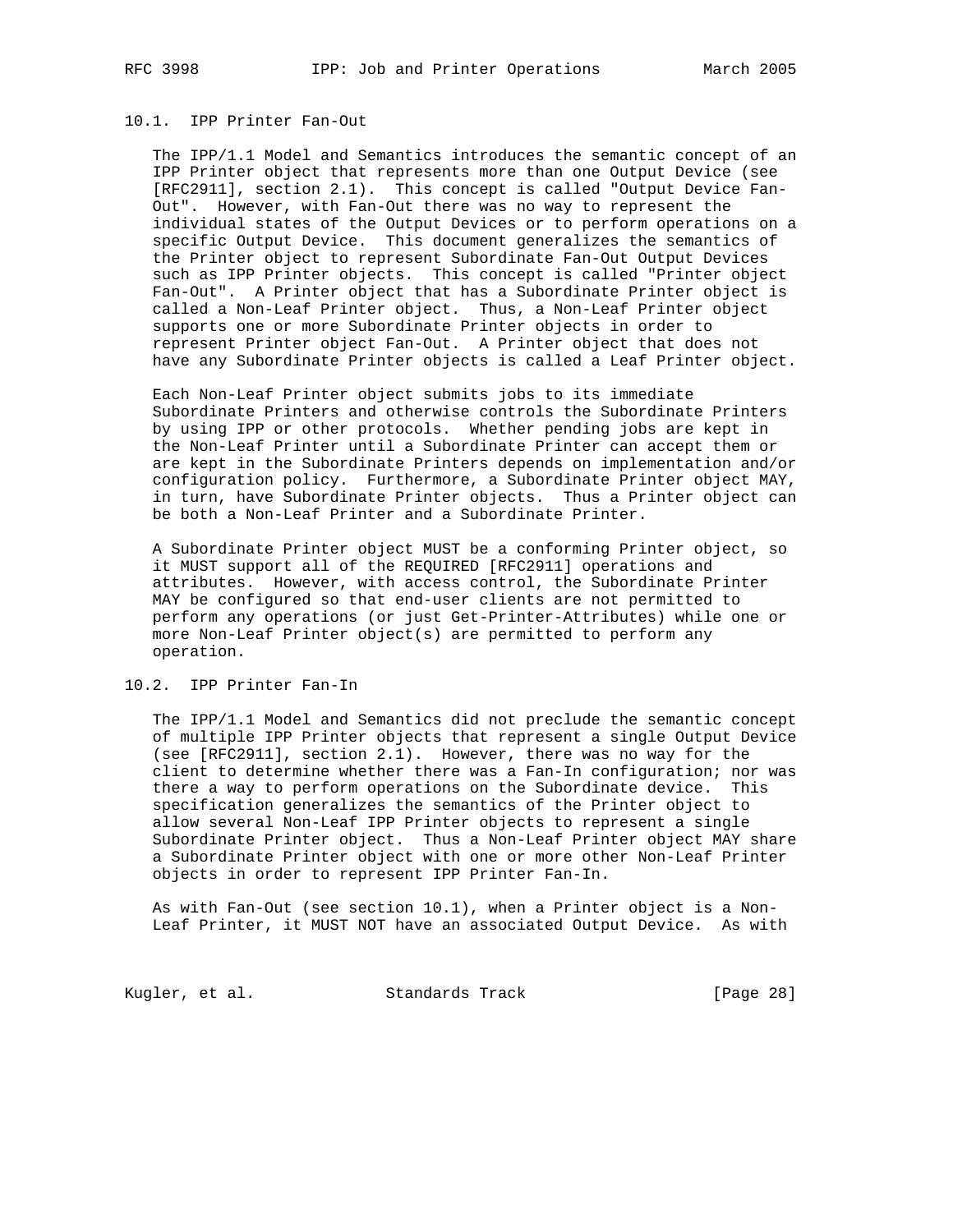## 10.1. IPP Printer Fan-Out

The IPP/1.1 Model and Semantics introduces the semantic concept of an IPP Printer object that represents more than one Output Device (see [RFC2911], section 2.1). This concept is called "Output Device Fan-Out". However, with Fan-Out there was no way to represent the individual states of the Output Devices or to perform operations on a specific Output Device. This document generalizes the semantics of the Printer object to represent Subordinate Fan-Out Output Devices such as IPP Printer objects. This concept is called "Printer object Fan-Out". A Printer object that has a Subordinate Printer object is called a Non-Leaf Printer object. Thus, a Non-Leaf Printer object supports one or more Subordinate Printer objects in order to represent Printer object Fan-Out. A Printer object that does not have any Subordinate Printer objects is called a Leaf Printer object.

Each Non-Leaf Printer object submits jobs to its immediate Subordinate Printers and otherwise controls the Subordinate Printers by using IPP or other protocols. Whether pending jobs are kept in the Non-Leaf Printer until a Subordinate Printer can accept them or are kept in the Subordinate Printers depends on implementation and/or configuration policy. Furthermore, a Subordinate Printer object MAY, in turn, have Subordinate Printer objects. Thus a Printer object can be both a Non-Leaf Printer and a Subordinate Printer.

A Subordinate Printer object MUST be a conforming Printer object, so it MUST support all of the REQUIRED [RFC2911] operations and attributes. However, with access control, the Subordinate Printer MAY be configured so that end-user clients are not permitted to perform any operations (or just Get-Printer-Attributes) while one or more Non-Leaf Printer object(s) are permitted to perform any operation.

## 10.2. IPP Printer Fan-In

The IPP/1.1 Model and Semantics did not preclude the semantic concept of multiple IPP Printer objects that represent a single Output Device (see [RFC2911], section 2.1). However, there was no way for the client to determine whether there was a Fan-In configuration; nor was there a way to perform operations on the Subordinate device. This specification generalizes the semantics of the Printer object to allow several Non-Leaf IPP Printer objects to represent a single Subordinate Printer object. Thus a Non-Leaf Printer object MAY share a Subordinate Printer object with one or more other Non-Leaf Printer objects in order to represent IPP Printer Fan-In.

As with Fan-Out (see section 10.1), when a Printer object is a Non-Leaf Printer, it MUST NOT have an associated Output Device. As with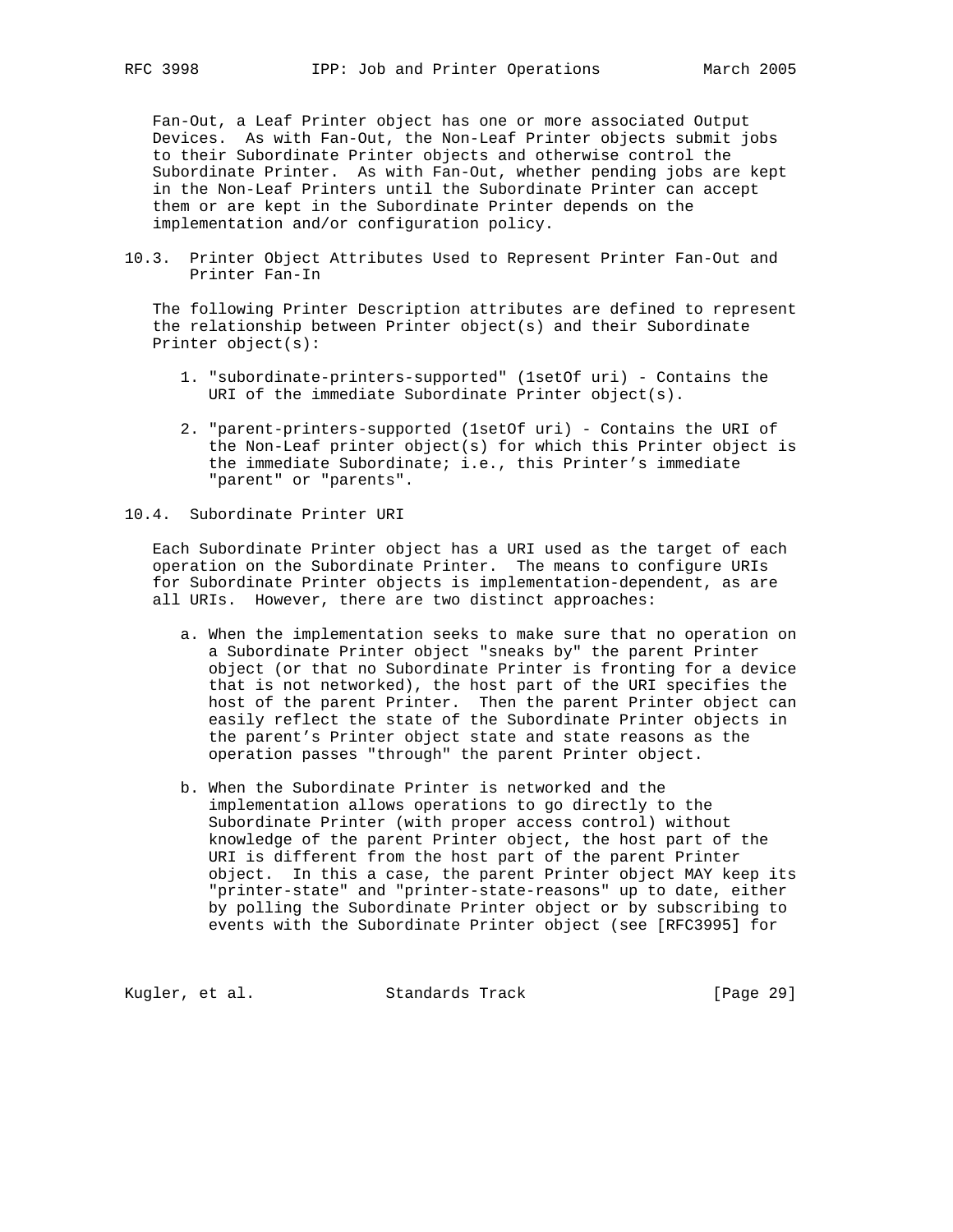Fan-Out, a Leaf Printer object has one or more associated Output Devices. As with Fan-Out, the Non-Leaf Printer objects submit jobs to their Subordinate Printer objects and otherwise control the Subordinate Printer. As with Fan-Out, whether pending jobs are kept in the Non-Leaf Printers until the Subordinate Printer can accept them or are kept in the Subordinate Printer depends on the implementation and/or configuration policy.

## 10.3. Printer Object Attributes Used to Represent Printer Fan-Out and Printer Fan-In

The following Printer Description attributes are defined to represent the relationship between Printer object(s) and their Subordinate Printer object(s):

1. "subordinate-printers-supported" (1setOf uri) - Contains the URI of the immediate Subordinate Printer object(s).

2. "parent-printers-supported (1setOf uri) - Contains the URI of the Non-Leaf printer object(s) for which this Printer object is the immediate Subordinate; i.e., this Printer's immediate "parent" or "parents".

## 10.4. Subordinate Printer URI

Each Subordinate Printer object has a URI used as the target of each operation on the Subordinate Printer. The means to configure URIs for Subordinate Printer objects is implementation-dependent, as are all URIs. However, there are two distinct approaches:

a. When the implementation seeks to make sure that no operation on a Subordinate Printer object "sneaks by" the parent Printer object (or that no Subordinate Printer is fronting for a device that is not networked), the host part of the URI specifies the host of the parent Printer. Then the parent Printer object can easily reflect the state of the Subordinate Printer objects in the parent's Printer object state and state reasons as the operation passes "through" the parent Printer object.

b. When the Subordinate Printer is networked and the implementation allows operations to go directly to the Subordinate Printer (with proper access control) without knowledge of the parent Printer object, the host part of the URI is different from the host part of the parent Printer object. In this a case, the parent Printer object MAY keep its "printer-state" and "printer-state-reasons" up to date, either by polling the Subordinate Printer object or by subscribing to events with the Subordinate Printer object (see [RFC3995] for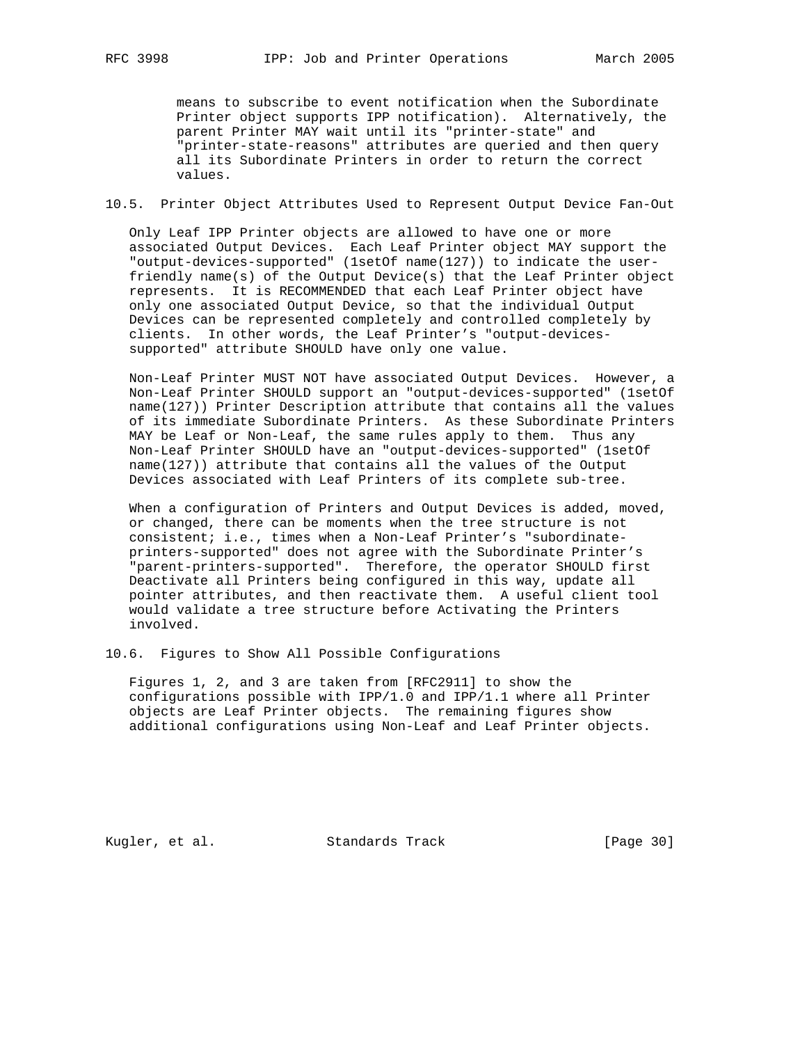means to subscribe to event notification when the Subordinate Printer object supports IPP notification). Alternatively, the parent Printer MAY wait until its "printer-state" and "printer-state-reasons" attributes are queried and then query all its Subordinate Printers in order to return the correct values.

## 10.5. Printer Object Attributes Used to Represent Output Device Fan-Out

Only Leaf IPP Printer objects are allowed to have one or more associated Output Devices. Each Leaf Printer object MAY support the "output-devices-supported" (1setOf name(127)) to indicate the user-friendly name(s) of the Output Device(s) that the Leaf Printer object represents. It is RECOMMENDED that each Leaf Printer object have only one associated Output Device, so that the individual Output Devices can be represented completely and controlled completely by clients. In other words, the Leaf Printer's "output-devices-supported" attribute SHOULD have only one value.

Non-Leaf Printer MUST NOT have associated Output Devices. However, a Non-Leaf Printer SHOULD support an "output-devices-supported" (1setOf name(127)) Printer Description attribute that contains all the values of its immediate Subordinate Printers. As these Subordinate Printers MAY be Leaf or Non-Leaf, the same rules apply to them. Thus any Non-Leaf Printer SHOULD have an "output-devices-supported" (1setOf name(127)) attribute that contains all the values of the Output Devices associated with Leaf Printers of its complete sub-tree.

When a configuration of Printers and Output Devices is added, moved, or changed, there can be moments when the tree structure is not consistent; i.e., times when a Non-Leaf Printer's "subordinate-printers-supported" does not agree with the Subordinate Printer's "parent-printers-supported". Therefore, the operator SHOULD first Deactivate all Printers being configured in this way, update all pointer attributes, and then reactivate them. A useful client tool would validate a tree structure before Activating the Printers involved.

## 10.6. Figures to Show All Possible Configurations

Figures 1, 2, and 3 are taken from [RFC2911] to show the configurations possible with IPP/1.0 and IPP/1.1 where all Printer objects are Leaf Printer objects. The remaining figures show additional configurations using Non-Leaf and Leaf Printer objects.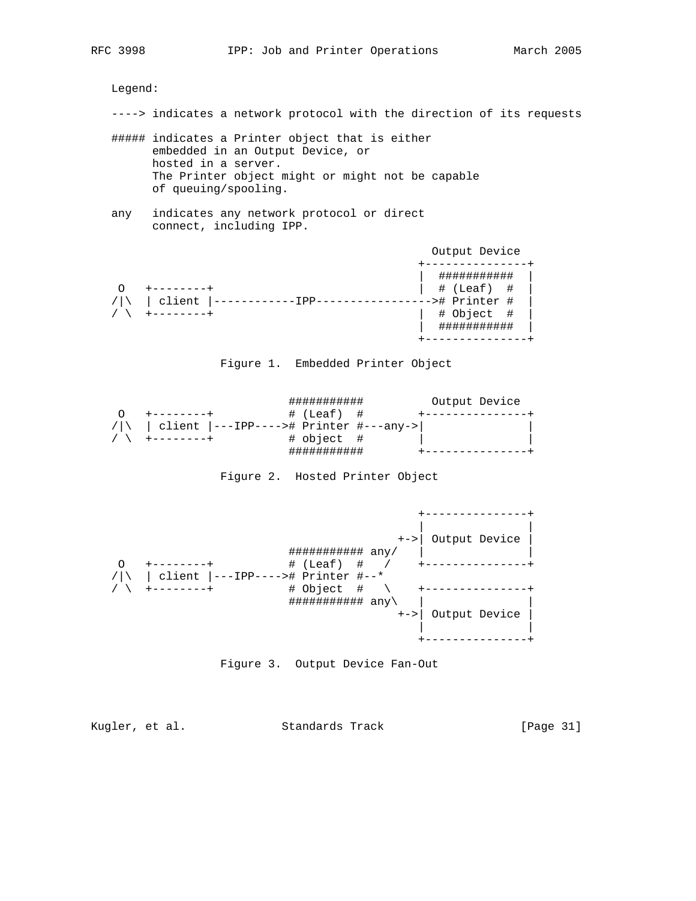Legend:

----> indicates a network protocol with the direction of its requests

##### indicates a Printer object that is either
      embedded in an Output Device, or
      hosted in a server.
      The Printer object might or might not be capable
      of queuing/spooling.

any   indicates any network protocol or direct
      connect, including IPP.

```
                                                 Output Device
                                               +---------------+
                                               |  ###########  |
 O   +--------+                                |  # (Leaf)  #  |
/|\  | client |------------IPP----------------># Printer #  |
/ \  +--------+                                |  # Object  #  |
                                               |  ###########  |
                                               +---------------+
```

Figure 1.  Embedded Printer Object

```
                         ###########          Output Device
 O   +--------+          # (Leaf)  #        +---------------+
/|\  | client |---IPP----># Printer #---any->|               |
/ \  +--------+          # object  #        |               |
                         ###########        +---------------+
```

Figure 2.  Hosted Printer Object

```
                                             +---------------+
                                             |               |
                                          +->| Output Device |
                         ########### any/    |               |
 O   +--------+          # (Leaf)  #   /     +---------------+
/|\  | client |---IPP----># Printer #--*
/ \  +--------+          # Object  #   \     +---------------+
                         ########### any\    |               |
                                          +->| Output Device |
                                             |               |
                                             +---------------+
```

Figure 3.  Output Device Fan-Out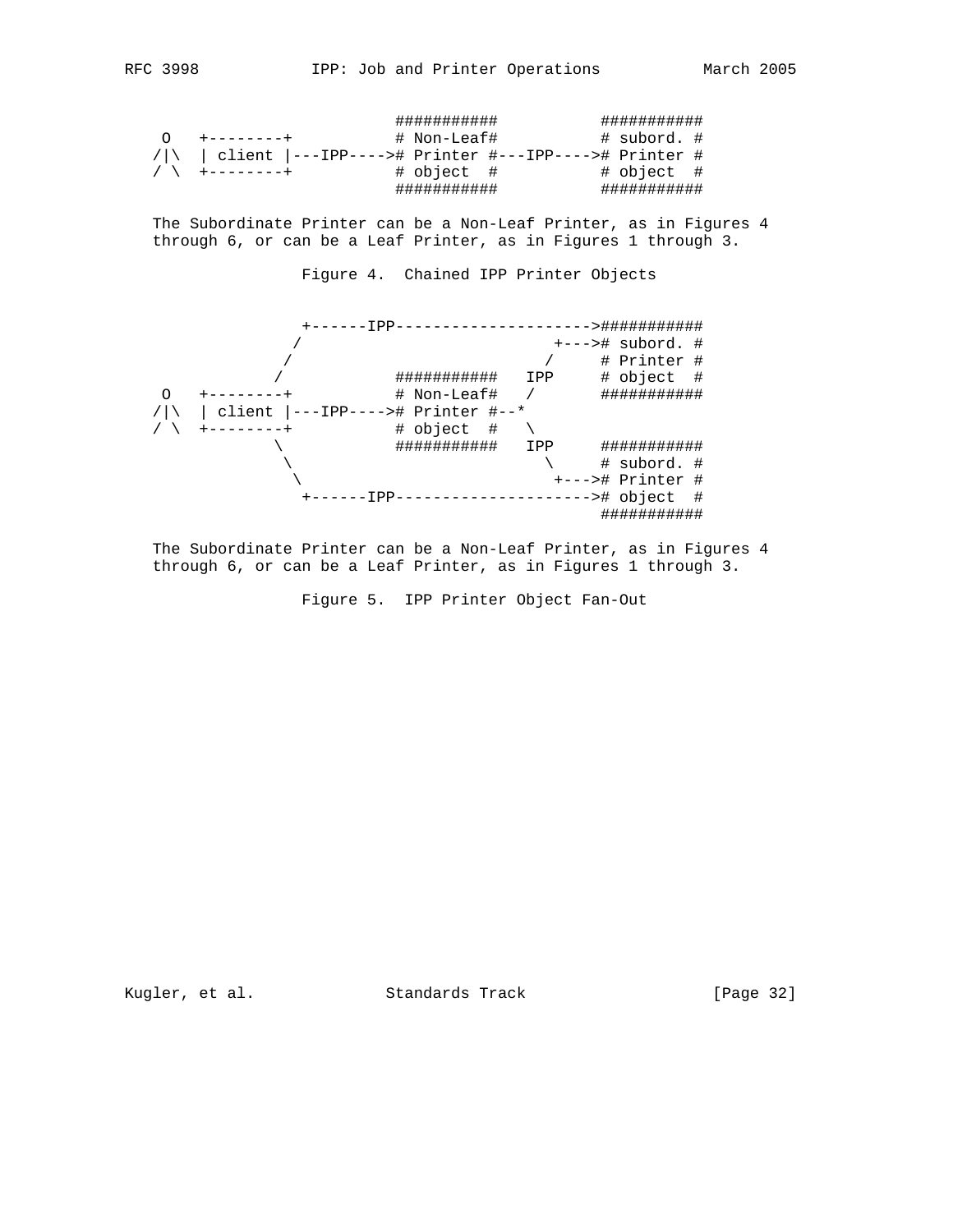```
                           ###########           ###########
 O   +--------+            # Non-Leaf#           # subord. #
/|\  | client |---IPP----># Printer #---IPP----># Printer #
/ \  +--------+            # object  #           # object  #
                           ###########           ###########
```

The Subordinate Printer can be a Non-Leaf Printer, as in Figures 4 through 6, or can be a Leaf Printer, as in Figures 1 through 3.

Figure 4. Chained IPP Printer Objects

```
                 +------IPP--------------------->###########
                /                          +---># subord. #
               /                          /     # Printer #
              /            ###########   IPP    # object  #
 O   +--------+            # Non-Leaf#   /      ###########
/|\  | client |---IPP----># Printer #--*
/ \  +--------+            # object  #   \
              \            ###########   IPP    ###########
               \                          \     # subord. #
                \                          +---># Printer #
                 +------IPP---------------------># object  #
                                                ###########
```

The Subordinate Printer can be a Non-Leaf Printer, as in Figures 4 through 6, or can be a Leaf Printer, as in Figures 1 through 3.

Figure 5. IPP Printer Object Fan-Out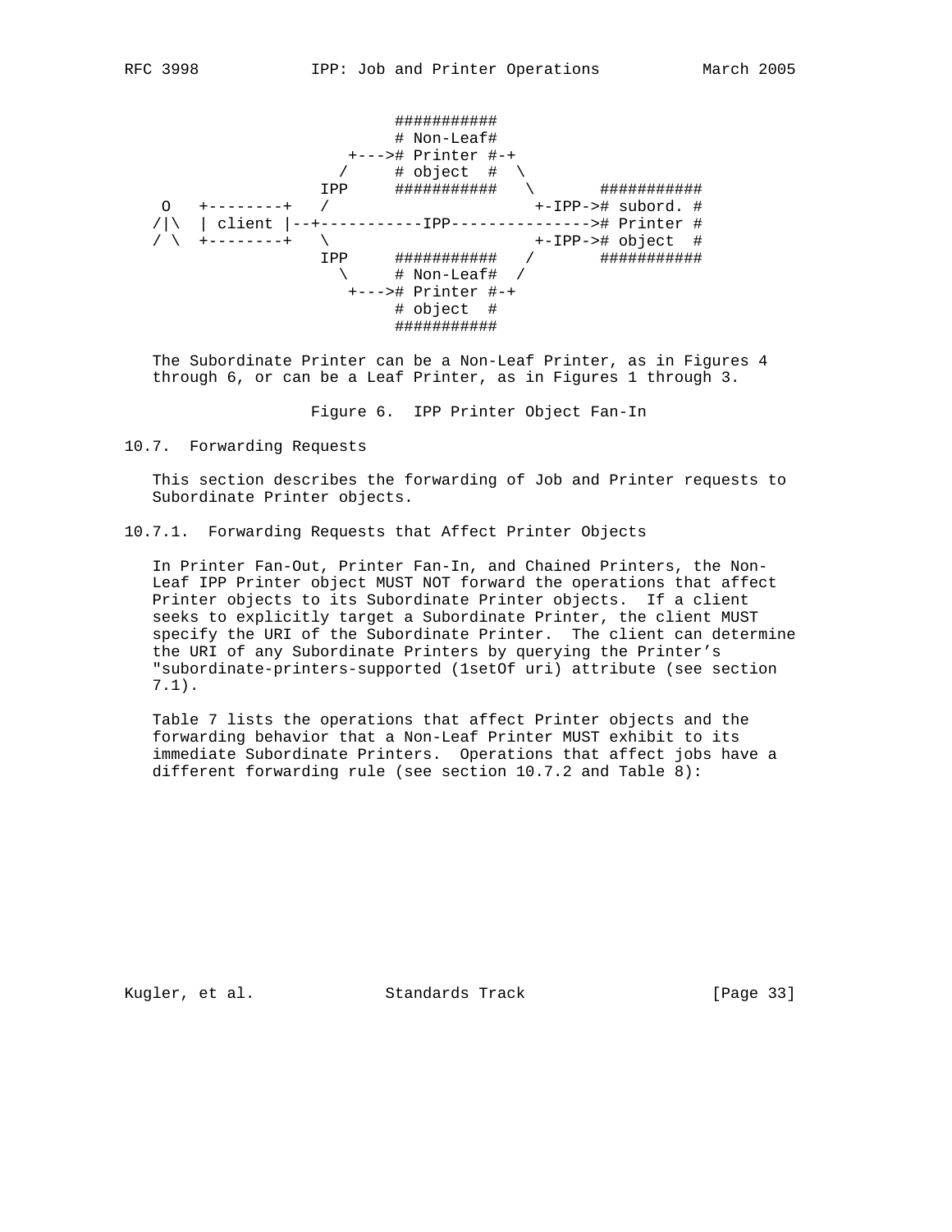```
                          ###########
                          # Non-Leaf#
                     +--->#  Printer #-+
                    /     #  object  #  \
                 IPP      ###########    \        ###########
  O   +--------+   /                      +-IPP-># subord. #
 /|\  | client |--+-----------IPP---------------># Printer #
 / \  +--------+   \                      +-IPP-># object  #
                 IPP      ###########    /        ###########
                    \     # Non-Leaf#   /
                     +--->#  Printer #-+
                          #  object  #
                          ###########
```

The Subordinate Printer can be a Non-Leaf Printer, as in Figures 4 through 6, or can be a Leaf Printer, as in Figures 1 through 3.

Figure 6. IPP Printer Object Fan-In

### 10.7. Forwarding Requests

This section describes the forwarding of Job and Printer requests to Subordinate Printer objects.

#### 10.7.1. Forwarding Requests that Affect Printer Objects

In Printer Fan-Out, Printer Fan-In, and Chained Printers, the Non-Leaf IPP Printer object MUST NOT forward the operations that affect Printer objects to its Subordinate Printer objects. If a client seeks to explicitly target a Subordinate Printer, the client MUST specify the URI of the Subordinate Printer. The client can determine the URI of any Subordinate Printers by querying the Printer's "subordinate-printers-supported (1setOf uri) attribute (see section 7.1).

Table 7 lists the operations that affect Printer objects and the forwarding behavior that a Non-Leaf Printer MUST exhibit to its immediate Subordinate Printers. Operations that affect jobs have a different forwarding rule (see section 10.7.2 and Table 8):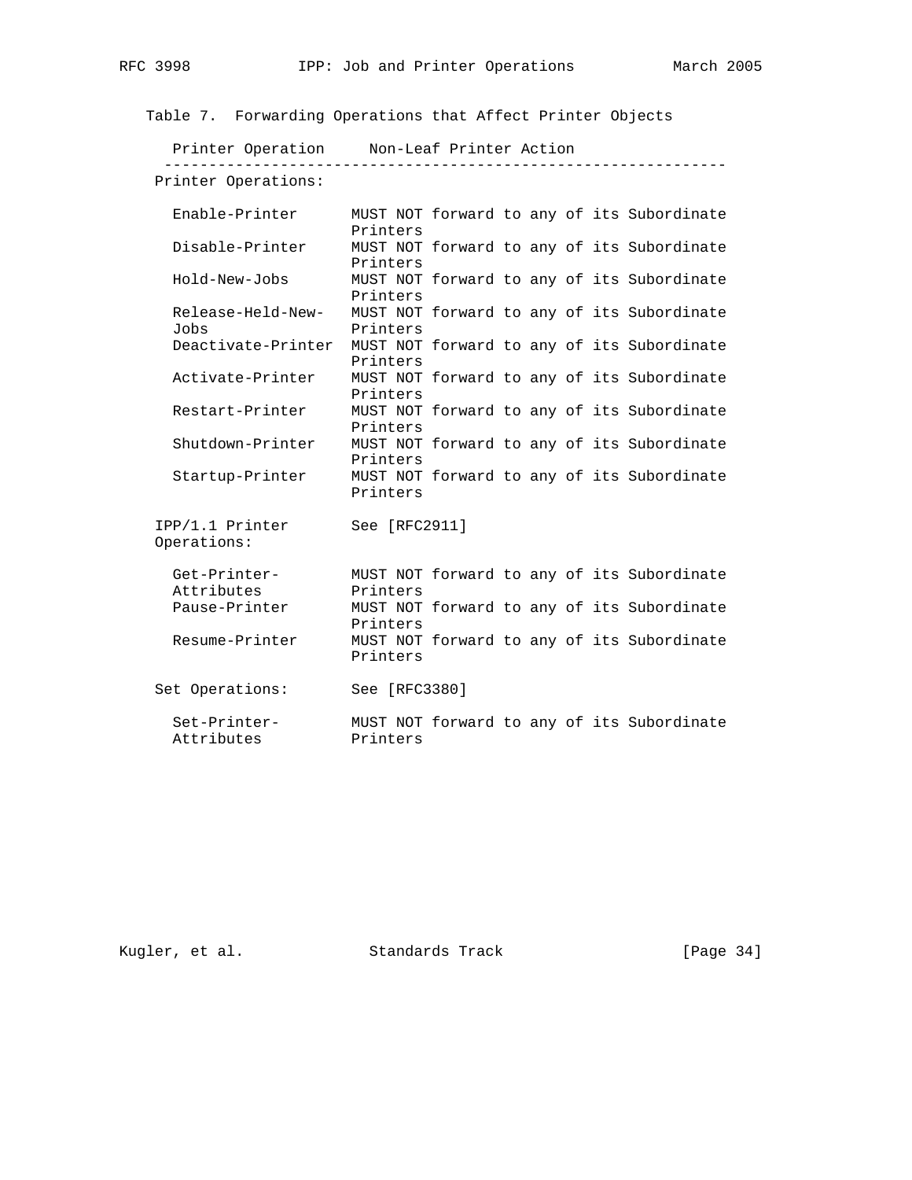Table 7. Forwarding Operations that Affect Printer Objects

| Printer Operation | Non-Leaf Printer Action |
|---|---|
| Printer Operations: | |
| Enable-Printer | MUST NOT forward to any of its Subordinate Printers |
| Disable-Printer | MUST NOT forward to any of its Subordinate Printers |
| Hold-New-Jobs | MUST NOT forward to any of its Subordinate Printers |
| Release-Held-New-Jobs | MUST NOT forward to any of its Subordinate Printers |
| Deactivate-Printer | MUST NOT forward to any of its Subordinate Printers |
| Activate-Printer | MUST NOT forward to any of its Subordinate Printers |
| Restart-Printer | MUST NOT forward to any of its Subordinate Printers |
| Shutdown-Printer | MUST NOT forward to any of its Subordinate Printers |
| Startup-Printer | MUST NOT forward to any of its Subordinate Printers |
| IPP/1.1 Printer Operations: | See [RFC2911] |
| Get-Printer-Attributes | MUST NOT forward to any of its Subordinate Printers |
| Pause-Printer | MUST NOT forward to any of its Subordinate Printers |
| Resume-Printer | MUST NOT forward to any of its Subordinate Printers |
| Set Operations: | See [RFC3380] |
| Set-Printer-Attributes | MUST NOT forward to any of its Subordinate Printers |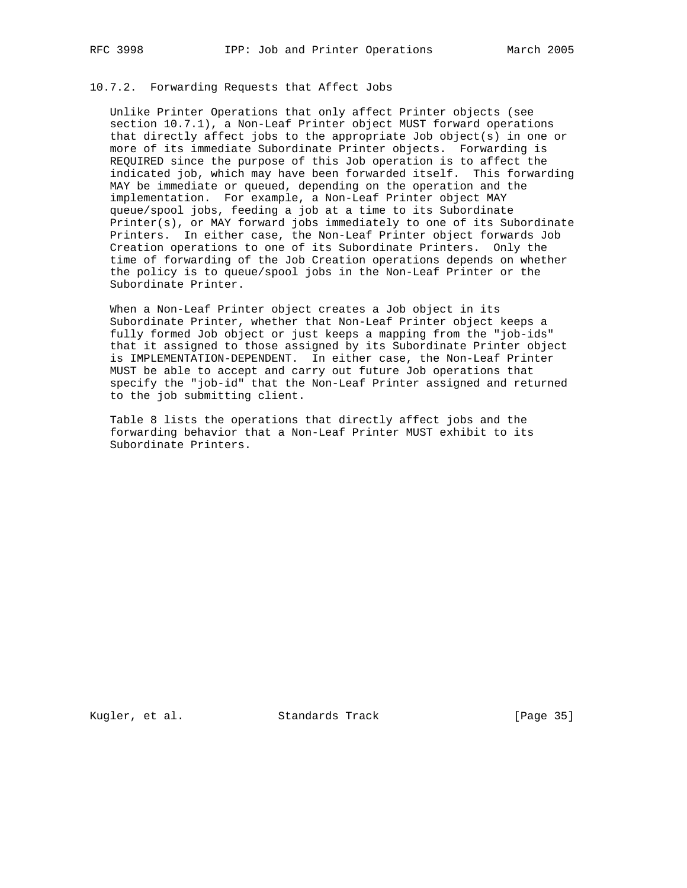### 10.7.2. Forwarding Requests that Affect Jobs

Unlike Printer Operations that only affect Printer objects (see section 10.7.1), a Non-Leaf Printer object MUST forward operations that directly affect jobs to the appropriate Job object(s) in one or more of its immediate Subordinate Printer objects. Forwarding is REQUIRED since the purpose of this Job operation is to affect the indicated job, which may have been forwarded itself. This forwarding MAY be immediate or queued, depending on the operation and the implementation. For example, a Non-Leaf Printer object MAY queue/spool jobs, feeding a job at a time to its Subordinate Printer(s), or MAY forward jobs immediately to one of its Subordinate Printers. In either case, the Non-Leaf Printer object forwards Job Creation operations to one of its Subordinate Printers. Only the time of forwarding of the Job Creation operations depends on whether the policy is to queue/spool jobs in the Non-Leaf Printer or the Subordinate Printer.

When a Non-Leaf Printer object creates a Job object in its Subordinate Printer, whether that Non-Leaf Printer object keeps a fully formed Job object or just keeps a mapping from the "job-ids" that it assigned to those assigned by its Subordinate Printer object is IMPLEMENTATION-DEPENDENT. In either case, the Non-Leaf Printer MUST be able to accept and carry out future Job operations that specify the "job-id" that the Non-Leaf Printer assigned and returned to the job submitting client.

Table 8 lists the operations that directly affect jobs and the forwarding behavior that a Non-Leaf Printer MUST exhibit to its Subordinate Printers.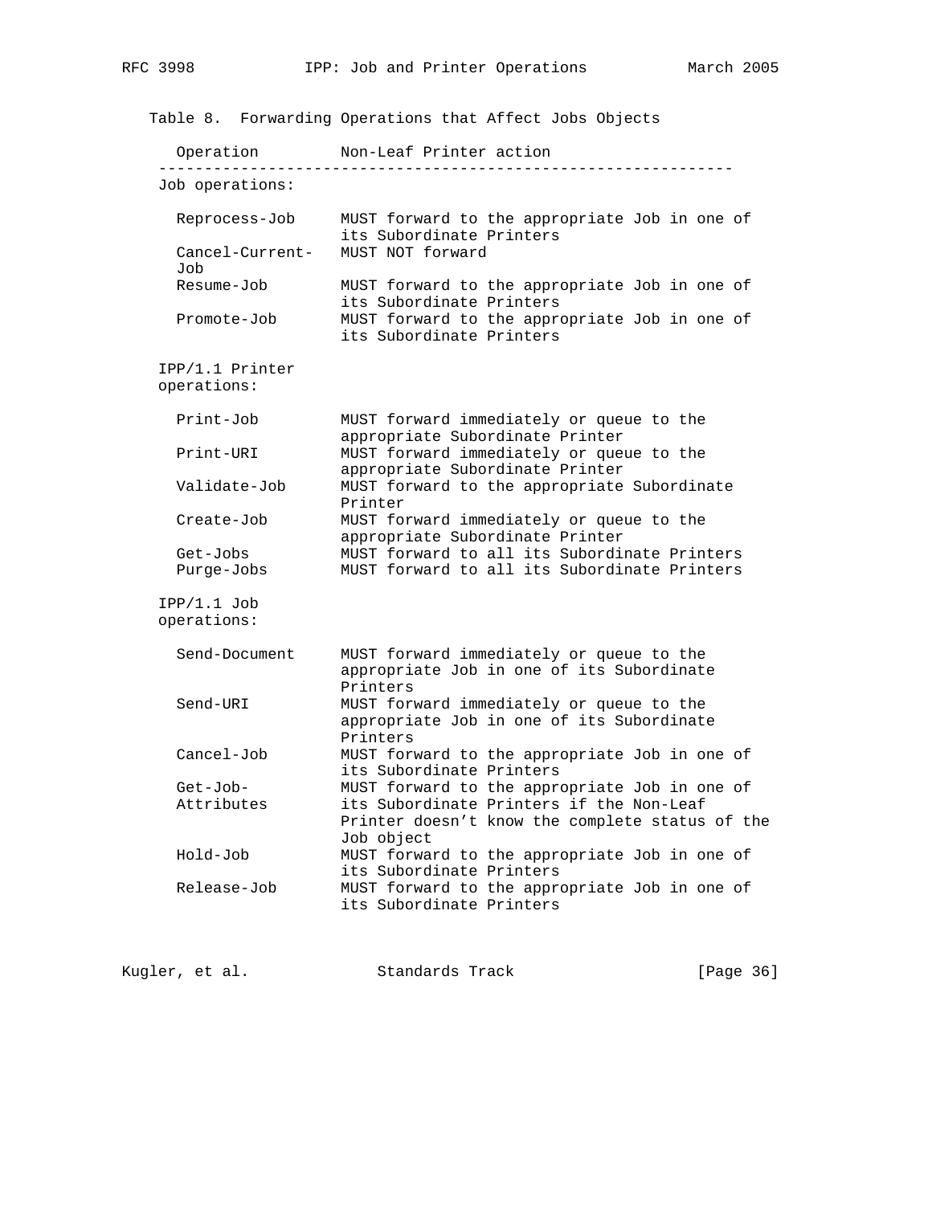Table 8. Forwarding Operations that Affect Jobs Objects

| Operation | Non-Leaf Printer action |
|---|---|
| **Job operations:** | |
| Reprocess-Job | MUST forward to the appropriate Job in one of its Subordinate Printers |
| Cancel-Current-Job | MUST NOT forward |
| Resume-Job | MUST forward to the appropriate Job in one of its Subordinate Printers |
| Promote-Job | MUST forward to the appropriate Job in one of its Subordinate Printers |
| **IPP/1.1 Printer operations:** | |
| Print-Job | MUST forward immediately or queue to the appropriate Subordinate Printer |
| Print-URI | MUST forward immediately or queue to the appropriate Subordinate Printer |
| Validate-Job | MUST forward to the appropriate Subordinate Printer |
| Create-Job | MUST forward immediately or queue to the appropriate Subordinate Printer |
| Get-Jobs | MUST forward to all its Subordinate Printers |
| Purge-Jobs | MUST forward to all its Subordinate Printers |
| **IPP/1.1 Job operations:** | |
| Send-Document | MUST forward immediately or queue to the appropriate Job in one of its Subordinate Printers |
| Send-URI | MUST forward immediately or queue to the appropriate Job in one of its Subordinate Printers |
| Cancel-Job | MUST forward to the appropriate Job in one of its Subordinate Printers |
| Get-Job-Attributes | MUST forward to the appropriate Job in one of its Subordinate Printers if the Non-Leaf Printer doesn't know the complete status of the Job object |
| Hold-Job | MUST forward to the appropriate Job in one of its Subordinate Printers |
| Release-Job | MUST forward to the appropriate Job in one of its Subordinate Printers |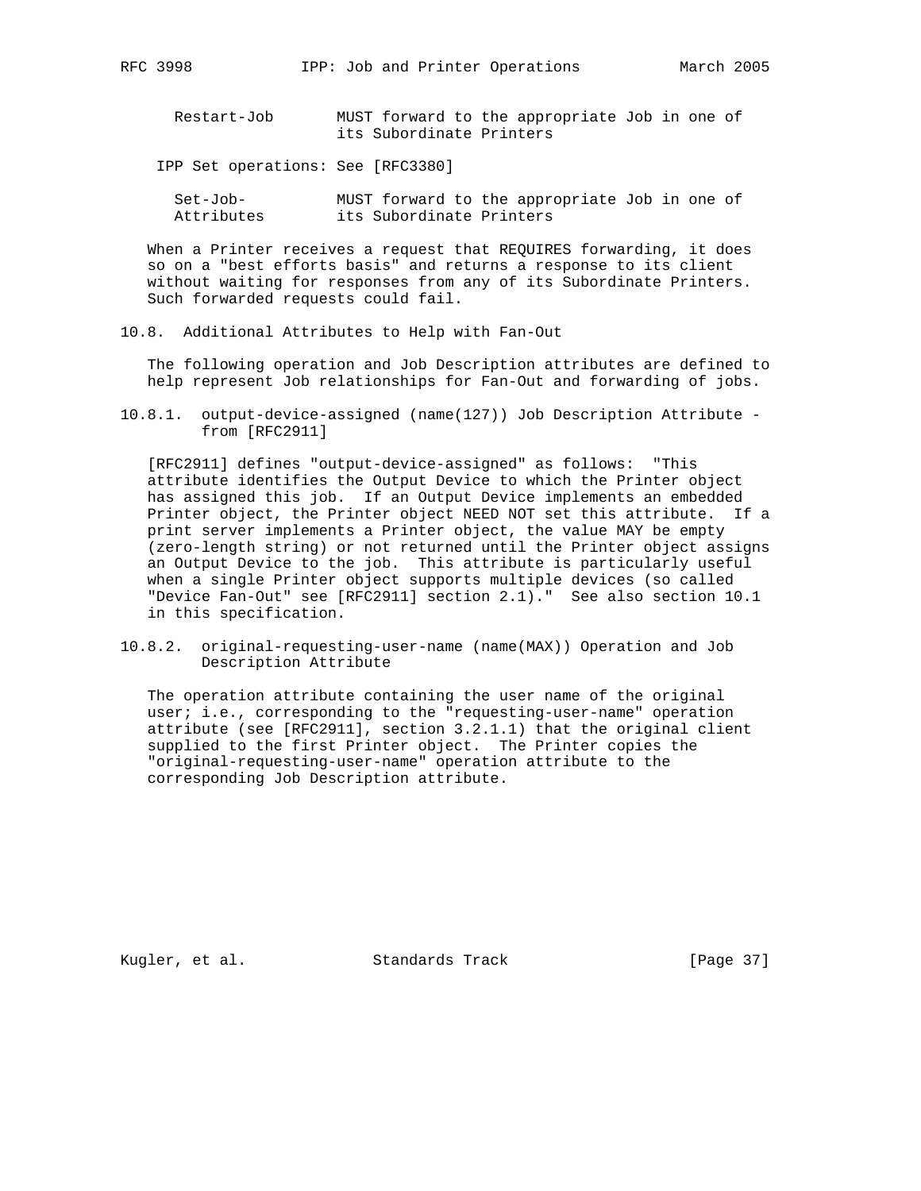| | |
|---|---|
| Restart-Job | MUST forward to the appropriate Job in one of its Subordinate Printers |

IPP Set operations: See [RFC3380]

| | |
|---|---|
| Set-Job-Attributes | MUST forward to the appropriate Job in one of its Subordinate Printers |

When a Printer receives a request that REQUIRES forwarding, it does so on a "best efforts basis" and returns a response to its client without waiting for responses from any of its Subordinate Printers. Such forwarded requests could fail.

## 10.8. Additional Attributes to Help with Fan-Out

The following operation and Job Description attributes are defined to help represent Job relationships for Fan-Out and forwarding of jobs.

### 10.8.1. output-device-assigned (name(127)) Job Description Attribute - from [RFC2911]

[RFC2911] defines "output-device-assigned" as follows: "This attribute identifies the Output Device to which the Printer object has assigned this job. If an Output Device implements an embedded Printer object, the Printer object NEED NOT set this attribute. If a print server implements a Printer object, the value MAY be empty (zero-length string) or not returned until the Printer object assigns an Output Device to the job. This attribute is particularly useful when a single Printer object supports multiple devices (so called "Device Fan-Out" see [RFC2911] section 2.1)." See also section 10.1 in this specification.

### 10.8.2. original-requesting-user-name (name(MAX)) Operation and Job Description Attribute

The operation attribute containing the user name of the original user; i.e., corresponding to the "requesting-user-name" operation attribute (see [RFC2911], section 3.2.1.1) that the original client supplied to the first Printer object. The Printer copies the "original-requesting-user-name" operation attribute to the corresponding Job Description attribute.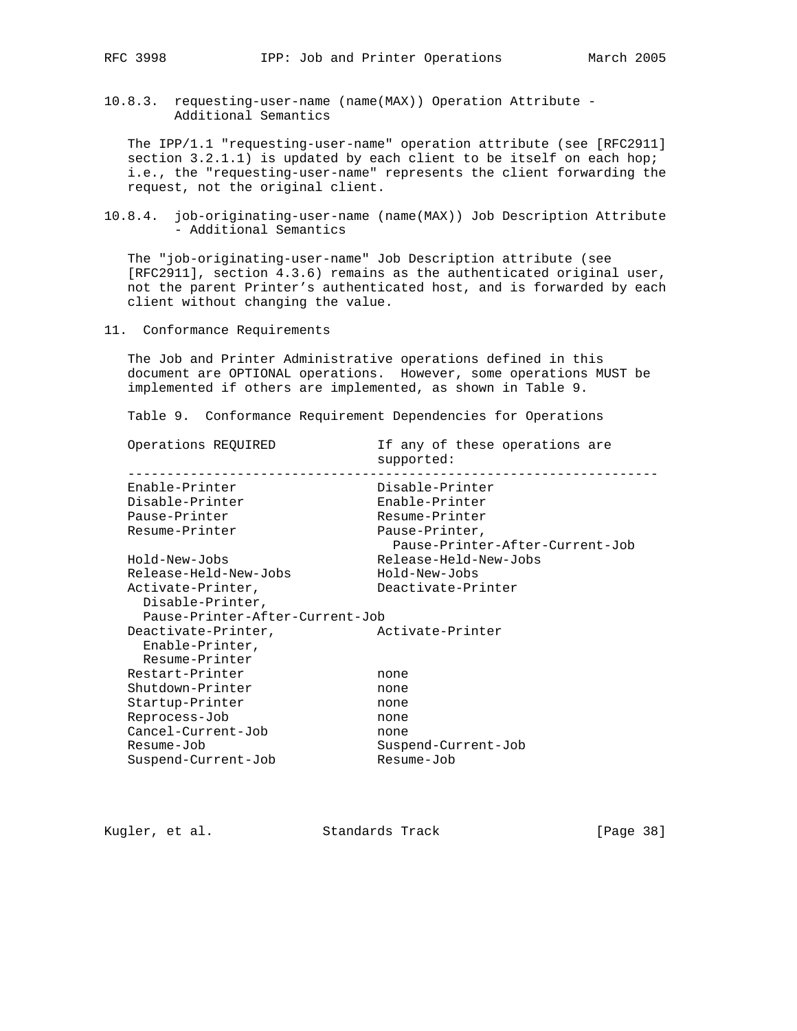### 10.8.3. requesting-user-name (name(MAX)) Operation Attribute - Additional Semantics

The IPP/1.1 "requesting-user-name" operation attribute (see [RFC2911] section 3.2.1.1) is updated by each client to be itself on each hop; i.e., the "requesting-user-name" represents the client forwarding the request, not the original client.

### 10.8.4. job-originating-user-name (name(MAX)) Job Description Attribute - Additional Semantics

The "job-originating-user-name" Job Description attribute (see [RFC2911], section 4.3.6) remains as the authenticated original user, not the parent Printer's authenticated host, and is forwarded by each client without changing the value.

## 11. Conformance Requirements

The Job and Printer Administrative operations defined in this document are OPTIONAL operations. However, some operations MUST be implemented if others are implemented, as shown in Table 9.

Table 9. Conformance Requirement Dependencies for Operations

| Operations REQUIRED | If any of these operations are supported: |
|---|---|
| Enable-Printer | Disable-Printer |
| Disable-Printer | Enable-Printer |
| Pause-Printer | Resume-Printer |
| Resume-Printer | Pause-Printer, Pause-Printer-After-Current-Job |
| Hold-New-Jobs | Release-Held-New-Jobs |
| Release-Held-New-Jobs | Hold-New-Jobs |
| Activate-Printer, Disable-Printer, Pause-Printer-After-Current-Job | Deactivate-Printer |
| Deactivate-Printer, Enable-Printer, Resume-Printer | Activate-Printer |
| Restart-Printer | none |
| Shutdown-Printer | none |
| Startup-Printer | none |
| Reprocess-Job | none |
| Cancel-Current-Job | none |
| Resume-Job | Suspend-Current-Job |
| Suspend-Current-Job | Resume-Job |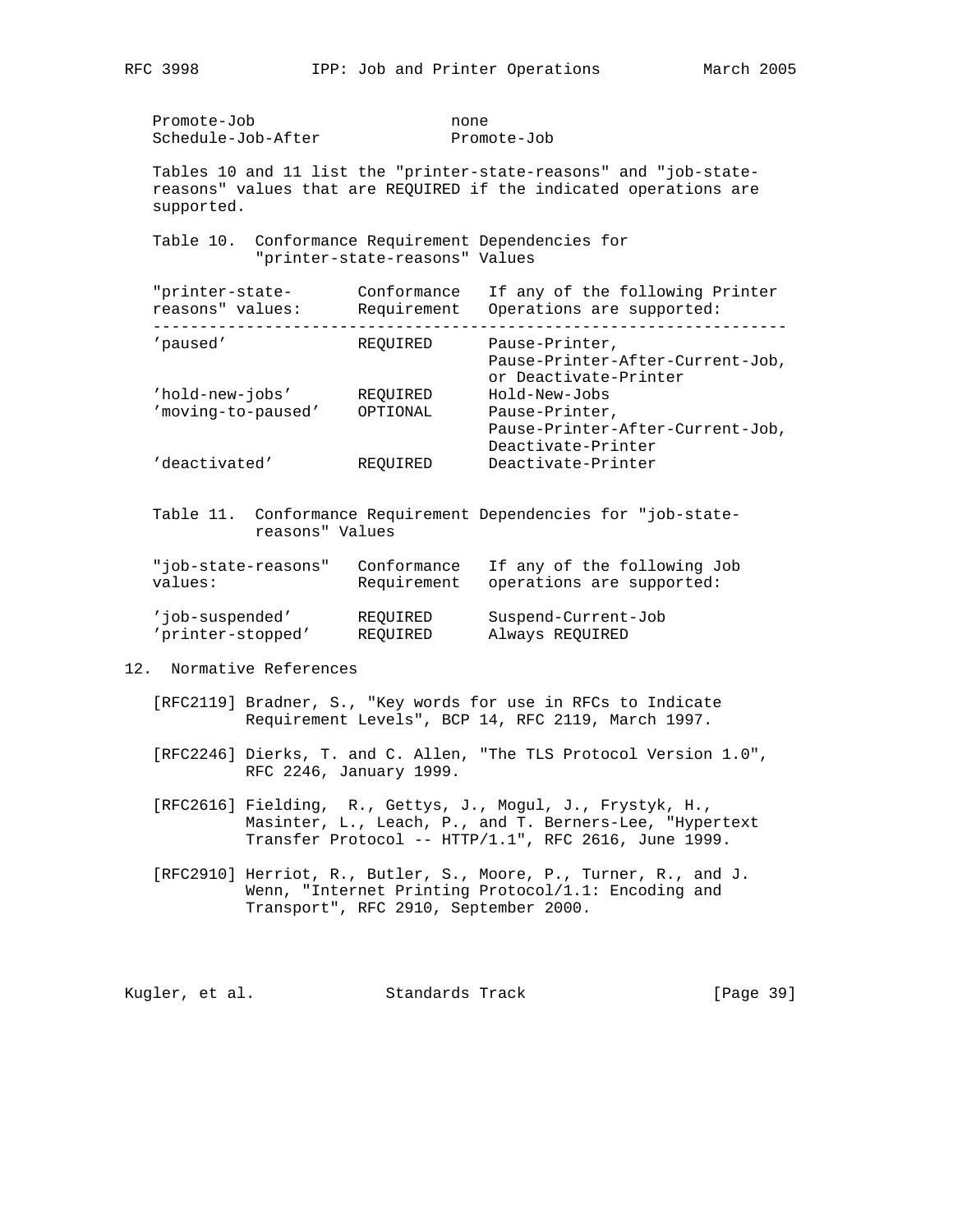| Promote-Job | none |
|---|---|
| Schedule-Job-After | Promote-Job |

Tables 10 and 11 list the "printer-state-reasons" and "job-state-reasons" values that are REQUIRED if the indicated operations are supported.

Table 10. Conformance Requirement Dependencies for "printer-state-reasons" Values

| "printer-state-reasons" values: | Conformance Requirement | If any of the following Printer Operations are supported: |
|---|---|---|
| 'paused' | REQUIRED | Pause-Printer, Pause-Printer-After-Current-Job, or Deactivate-Printer |
| 'hold-new-jobs' | REQUIRED | Hold-New-Jobs |
| 'moving-to-paused' | OPTIONAL | Pause-Printer, Pause-Printer-After-Current-Job, Deactivate-Printer |
| 'deactivated' | REQUIRED | Deactivate-Printer |

Table 11. Conformance Requirement Dependencies for "job-state-reasons" Values

| "job-state-reasons" values: | Conformance Requirement | If any of the following Job operations are supported: |
|---|---|---|
| 'job-suspended' | REQUIRED | Suspend-Current-Job |
| 'printer-stopped' | REQUIRED | Always REQUIRED |

## 12. Normative References

[RFC2119] Bradner, S., "Key words for use in RFCs to Indicate Requirement Levels", BCP 14, RFC 2119, March 1997.

[RFC2246] Dierks, T. and C. Allen, "The TLS Protocol Version 1.0", RFC 2246, January 1999.

[RFC2616] Fielding, R., Gettys, J., Mogul, J., Frystyk, H., Masinter, L., Leach, P., and T. Berners-Lee, "Hypertext Transfer Protocol -- HTTP/1.1", RFC 2616, June 1999.

[RFC2910] Herriot, R., Butler, S., Moore, P., Turner, R., and J. Wenn, "Internet Printing Protocol/1.1: Encoding and Transport", RFC 2910, September 2000.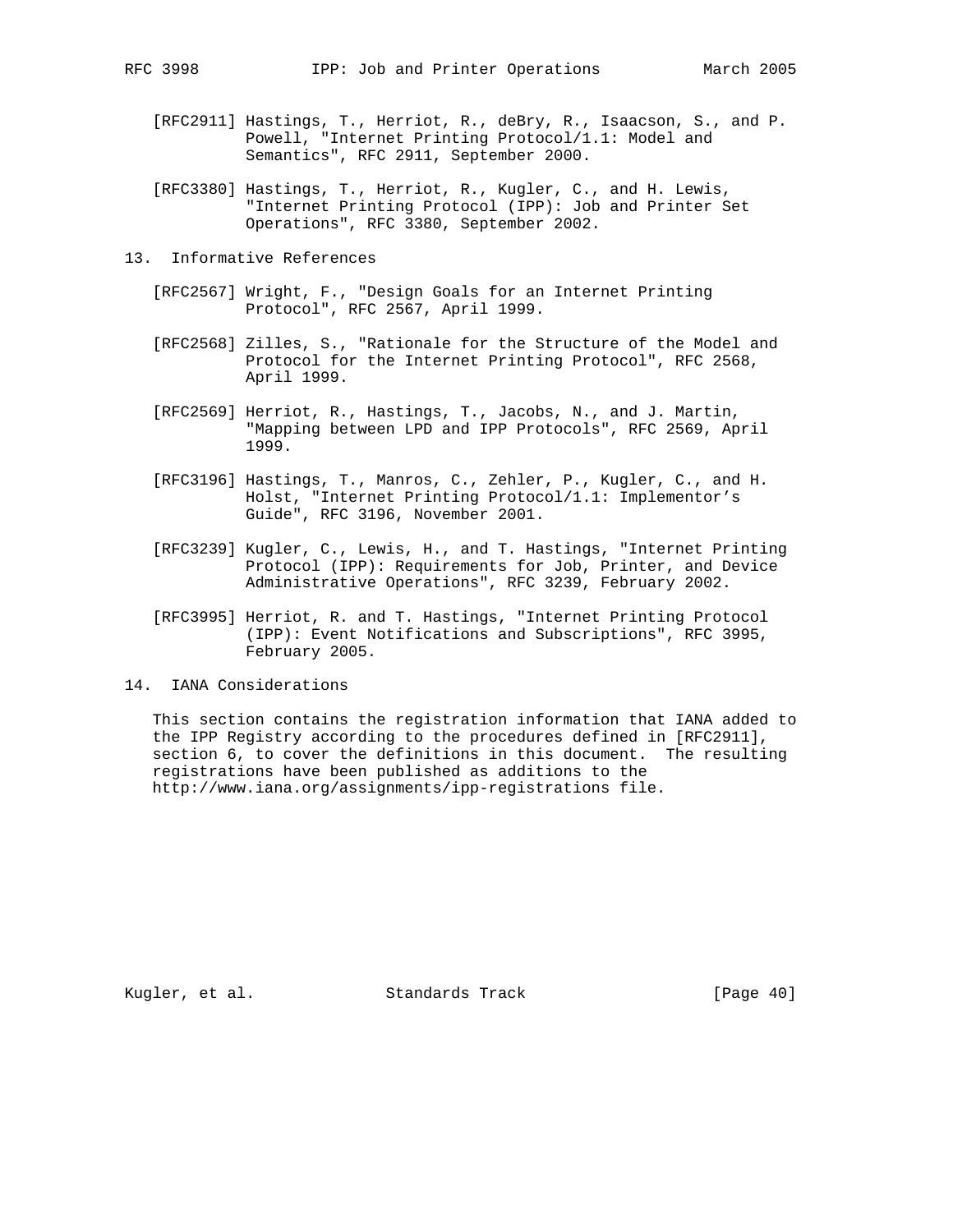[RFC2911] Hastings, T., Herriot, R., deBry, R., Isaacson, S., and P. Powell, "Internet Printing Protocol/1.1: Model and Semantics", RFC 2911, September 2000.

[RFC3380] Hastings, T., Herriot, R., Kugler, C., and H. Lewis, "Internet Printing Protocol (IPP): Job and Printer Set Operations", RFC 3380, September 2002.

## 13. Informative References

[RFC2567] Wright, F., "Design Goals for an Internet Printing Protocol", RFC 2567, April 1999.

[RFC2568] Zilles, S., "Rationale for the Structure of the Model and Protocol for the Internet Printing Protocol", RFC 2568, April 1999.

[RFC2569] Herriot, R., Hastings, T., Jacobs, N., and J. Martin, "Mapping between LPD and IPP Protocols", RFC 2569, April 1999.

[RFC3196] Hastings, T., Manros, C., Zehler, P., Kugler, C., and H. Holst, "Internet Printing Protocol/1.1: Implementor's Guide", RFC 3196, November 2001.

[RFC3239] Kugler, C., Lewis, H., and T. Hastings, "Internet Printing Protocol (IPP): Requirements for Job, Printer, and Device Administrative Operations", RFC 3239, February 2002.

[RFC3995] Herriot, R. and T. Hastings, "Internet Printing Protocol (IPP): Event Notifications and Subscriptions", RFC 3995, February 2005.

## 14. IANA Considerations

This section contains the registration information that IANA added to the IPP Registry according to the procedures defined in [RFC2911], section 6, to cover the definitions in this document. The resulting registrations have been published as additions to the http://www.iana.org/assignments/ipp-registrations file.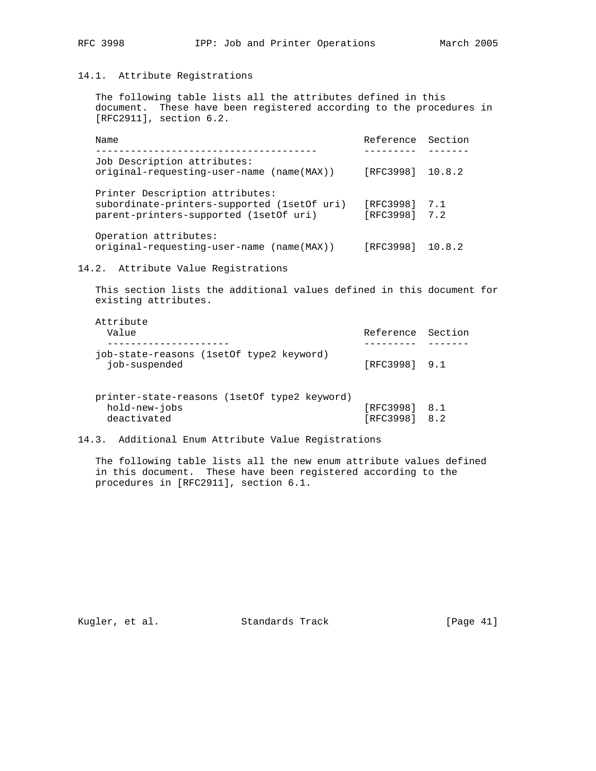### 14.1. Attribute Registrations

The following table lists all the attributes defined in this document. These have been registered according to the procedures in [RFC2911], section 6.2.

| Name | Reference | Section |
|---|---|---|
| Job Description attributes: | | |
| original-requesting-user-name (name(MAX)) | [RFC3998] | 10.8.2 |
| Printer Description attributes: | | |
| subordinate-printers-supported (1setOf uri) | [RFC3998] | 7.1 |
| parent-printers-supported (1setOf uri) | [RFC3998] | 7.2 |
| Operation attributes: | | |
| original-requesting-user-name (name(MAX)) | [RFC3998] | 10.8.2 |

### 14.2. Attribute Value Registrations

This section lists the additional values defined in this document for existing attributes.

| Attribute<br>Value | Reference | Section |
|---|---|---|
| job-state-reasons (1setOf type2 keyword) | | |
| job-suspended | [RFC3998] | 9.1 |
| printer-state-reasons (1setOf type2 keyword) | | |
| hold-new-jobs | [RFC3998] | 8.1 |
| deactivated | [RFC3998] | 8.2 |

### 14.3. Additional Enum Attribute Value Registrations

The following table lists all the new enum attribute values defined in this document. These have been registered according to the procedures in [RFC2911], section 6.1.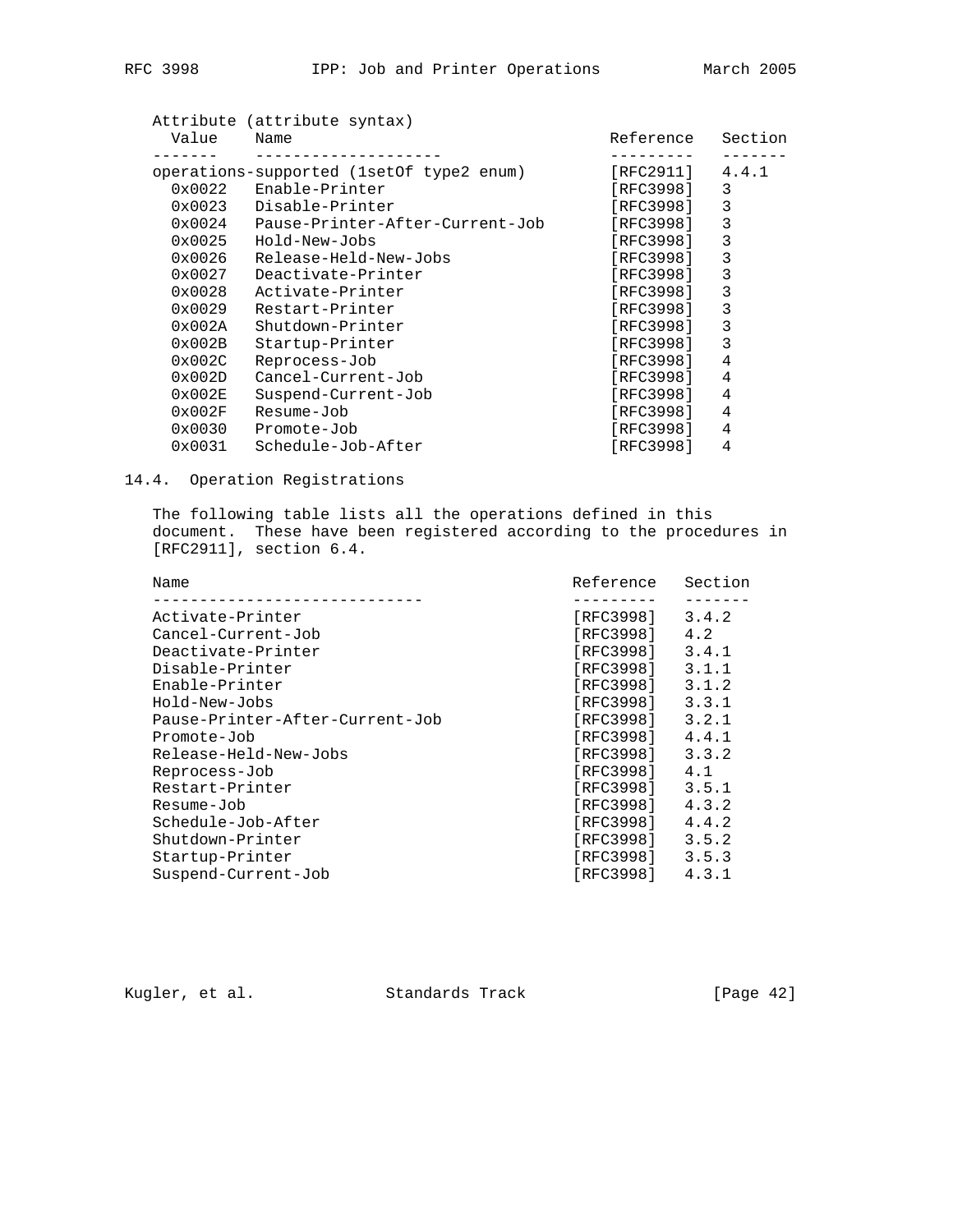| Value | Name | Reference | Section |
| --- | --- | --- | --- |
| operations-supported (1setOf type2 enum) | | [RFC2911] | 4.4.1 |
| 0x0022 | Enable-Printer | [RFC3998] | 3 |
| 0x0023 | Disable-Printer | [RFC3998] | 3 |
| 0x0024 | Pause-Printer-After-Current-Job | [RFC3998] | 3 |
| 0x0025 | Hold-New-Jobs | [RFC3998] | 3 |
| 0x0026 | Release-Held-New-Jobs | [RFC3998] | 3 |
| 0x0027 | Deactivate-Printer | [RFC3998] | 3 |
| 0x0028 | Activate-Printer | [RFC3998] | 3 |
| 0x0029 | Restart-Printer | [RFC3998] | 3 |
| 0x002A | Shutdown-Printer | [RFC3998] | 3 |
| 0x002B | Startup-Printer | [RFC3998] | 3 |
| 0x002C | Reprocess-Job | [RFC3998] | 4 |
| 0x002D | Cancel-Current-Job | [RFC3998] | 4 |
| 0x002E | Suspend-Current-Job | [RFC3998] | 4 |
| 0x002F | Resume-Job | [RFC3998] | 4 |
| 0x0030 | Promote-Job | [RFC3998] | 4 |
| 0x0031 | Schedule-Job-After | [RFC3998] | 4 |

Attribute (attribute syntax)

## 14.4. Operation Registrations

The following table lists all the operations defined in this document. These have been registered according to the procedures in [RFC2911], section 6.4.

| Name | Reference | Section |
| --- | --- | --- |
| Activate-Printer | [RFC3998] | 3.4.2 |
| Cancel-Current-Job | [RFC3998] | 4.2 |
| Deactivate-Printer | [RFC3998] | 3.4.1 |
| Disable-Printer | [RFC3998] | 3.1.1 |
| Enable-Printer | [RFC3998] | 3.1.2 |
| Hold-New-Jobs | [RFC3998] | 3.3.1 |
| Pause-Printer-After-Current-Job | [RFC3998] | 3.2.1 |
| Promote-Job | [RFC3998] | 4.4.1 |
| Release-Held-New-Jobs | [RFC3998] | 3.3.2 |
| Reprocess-Job | [RFC3998] | 4.1 |
| Restart-Printer | [RFC3998] | 3.5.1 |
| Resume-Job | [RFC3998] | 4.3.2 |
| Schedule-Job-After | [RFC3998] | 4.4.2 |
| Shutdown-Printer | [RFC3998] | 3.5.2 |
| Startup-Printer | [RFC3998] | 3.5.3 |
| Suspend-Current-Job | [RFC3998] | 4.3.1 |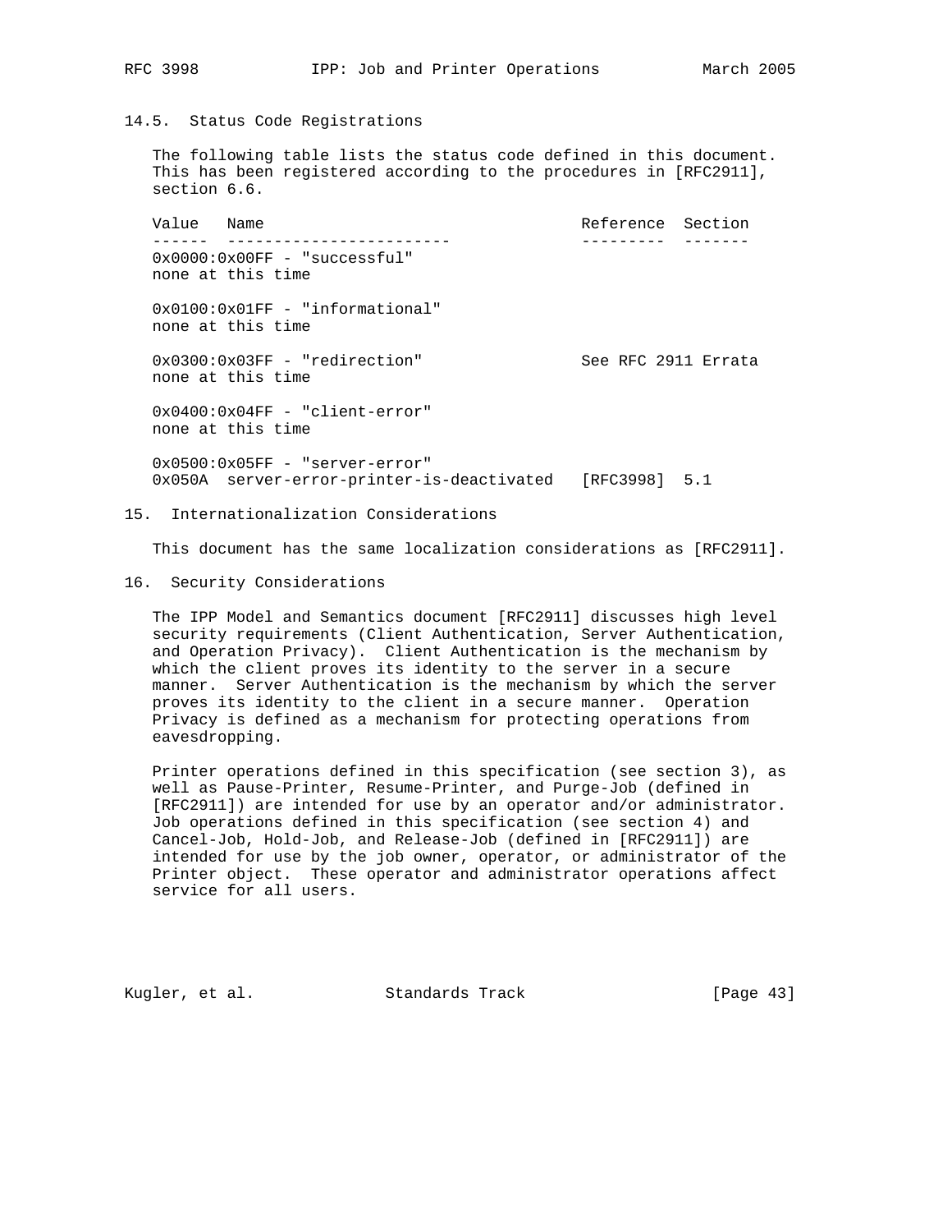### 14.5. Status Code Registrations

The following table lists the status code defined in this document. This has been registered according to the procedures in [RFC2911], section 6.6.

| Value | Name | Reference | Section |
|---|---|---|---|
| 0x0000:0x00FF - "successful" | | | |
| none at this time | | | |
| 0x0100:0x01FF - "informational" | | | |
| none at this time | | | |
| 0x0300:0x03FF - "redirection" | | See RFC 2911 Errata | |
| none at this time | | | |
| 0x0400:0x04FF - "client-error" | | | |
| none at this time | | | |
| 0x0500:0x05FF - "server-error" | | | |
| 0x050A | server-error-printer-is-deactivated | [RFC3998] | 5.1 |

## 15. Internationalization Considerations

This document has the same localization considerations as [RFC2911].

## 16. Security Considerations

The IPP Model and Semantics document [RFC2911] discusses high level security requirements (Client Authentication, Server Authentication, and Operation Privacy). Client Authentication is the mechanism by which the client proves its identity to the server in a secure manner. Server Authentication is the mechanism by which the server proves its identity to the client in a secure manner. Operation Privacy is defined as a mechanism for protecting operations from eavesdropping.

Printer operations defined in this specification (see section 3), as well as Pause-Printer, Resume-Printer, and Purge-Job (defined in [RFC2911]) are intended for use by an operator and/or administrator. Job operations defined in this specification (see section 4) and Cancel-Job, Hold-Job, and Release-Job (defined in [RFC2911]) are intended for use by the job owner, operator, or administrator of the Printer object. These operator and administrator operations affect service for all users.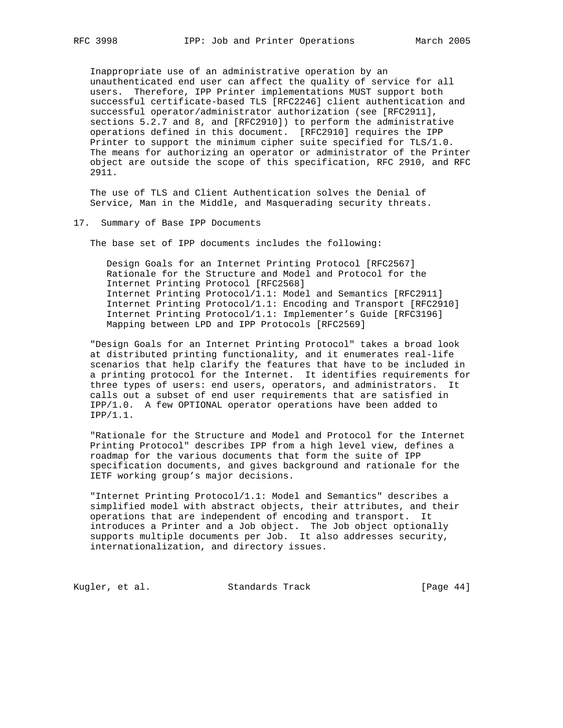Inappropriate use of an administrative operation by an unauthenticated end user can affect the quality of service for all users. Therefore, IPP Printer implementations MUST support both successful certificate-based TLS [RFC2246] client authentication and successful operator/administrator authorization (see [RFC2911], sections 5.2.7 and 8, and [RFC2910]) to perform the administrative operations defined in this document. [RFC2910] requires the IPP Printer to support the minimum cipher suite specified for TLS/1.0. The means for authorizing an operator or administrator of the Printer object are outside the scope of this specification, RFC 2910, and RFC 2911.

The use of TLS and Client Authentication solves the Denial of Service, Man in the Middle, and Masquerading security threats.

## 17. Summary of Base IPP Documents

The base set of IPP documents includes the following:

Design Goals for an Internet Printing Protocol [RFC2567]
Rationale for the Structure and Model and Protocol for the Internet Printing Protocol [RFC2568]
Internet Printing Protocol/1.1: Model and Semantics [RFC2911]
Internet Printing Protocol/1.1: Encoding and Transport [RFC2910]
Internet Printing Protocol/1.1: Implementer's Guide [RFC3196]
Mapping between LPD and IPP Protocols [RFC2569]

"Design Goals for an Internet Printing Protocol" takes a broad look at distributed printing functionality, and it enumerates real-life scenarios that help clarify the features that have to be included in a printing protocol for the Internet. It identifies requirements for three types of users: end users, operators, and administrators. It calls out a subset of end user requirements that are satisfied in IPP/1.0. A few OPTIONAL operator operations have been added to IPP/1.1.

"Rationale for the Structure and Model and Protocol for the Internet Printing Protocol" describes IPP from a high level view, defines a roadmap for the various documents that form the suite of IPP specification documents, and gives background and rationale for the IETF working group's major decisions.

"Internet Printing Protocol/1.1: Model and Semantics" describes a simplified model with abstract objects, their attributes, and their operations that are independent of encoding and transport. It introduces a Printer and a Job object. The Job object optionally supports multiple documents per Job. It also addresses security, internationalization, and directory issues.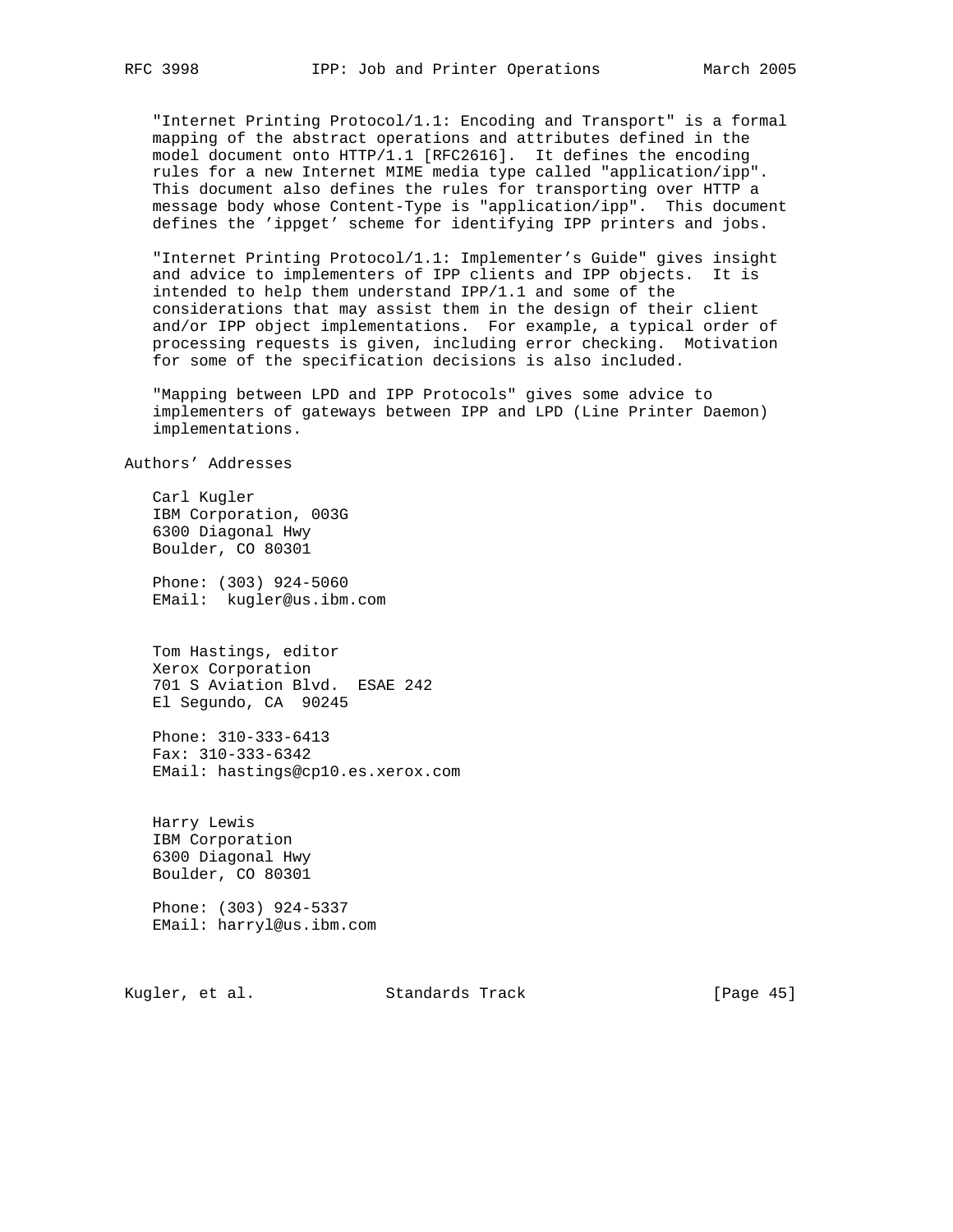"Internet Printing Protocol/1.1: Encoding and Transport" is a formal mapping of the abstract operations and attributes defined in the model document onto HTTP/1.1 [RFC2616]. It defines the encoding rules for a new Internet MIME media type called "application/ipp". This document also defines the rules for transporting over HTTP a message body whose Content-Type is "application/ipp". This document defines the 'ippget' scheme for identifying IPP printers and jobs.

"Internet Printing Protocol/1.1: Implementer's Guide" gives insight and advice to implementers of IPP clients and IPP objects. It is intended to help them understand IPP/1.1 and some of the considerations that may assist them in the design of their client and/or IPP object implementations. For example, a typical order of processing requests is given, including error checking. Motivation for some of the specification decisions is also included.

"Mapping between LPD and IPP Protocols" gives some advice to implementers of gateways between IPP and LPD (Line Printer Daemon) implementations.

## Authors' Addresses

Carl Kugler
IBM Corporation, 003G
6300 Diagonal Hwy
Boulder, CO 80301

Phone: (303) 924-5060
EMail: kugler@us.ibm.com

Tom Hastings, editor
Xerox Corporation
701 S Aviation Blvd. ESAE 242
El Segundo, CA 90245

Phone: 310-333-6413
Fax: 310-333-6342
EMail: hastings@cp10.es.xerox.com

Harry Lewis
IBM Corporation
6300 Diagonal Hwy
Boulder, CO 80301

Phone: (303) 924-5337
EMail: harryl@us.ibm.com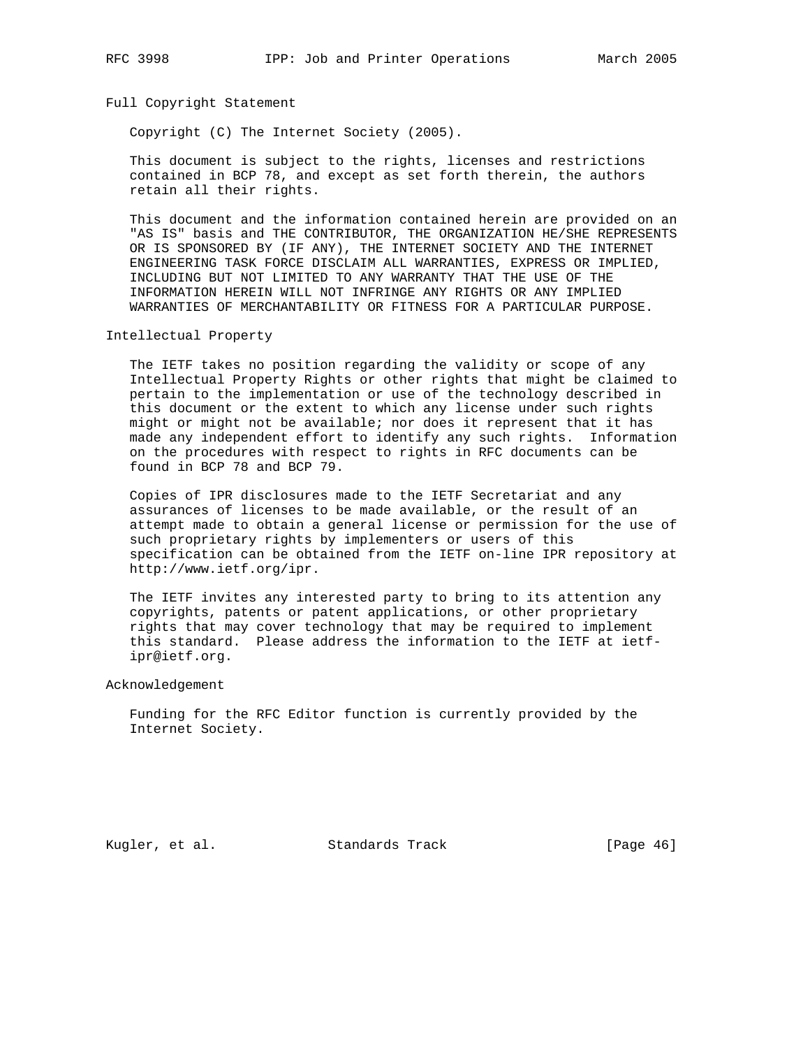## Full Copyright Statement

Copyright (C) The Internet Society (2005).

This document is subject to the rights, licenses and restrictions contained in BCP 78, and except as set forth therein, the authors retain all their rights.

This document and the information contained herein are provided on an "AS IS" basis and THE CONTRIBUTOR, THE ORGANIZATION HE/SHE REPRESENTS OR IS SPONSORED BY (IF ANY), THE INTERNET SOCIETY AND THE INTERNET ENGINEERING TASK FORCE DISCLAIM ALL WARRANTIES, EXPRESS OR IMPLIED, INCLUDING BUT NOT LIMITED TO ANY WARRANTY THAT THE USE OF THE INFORMATION HEREIN WILL NOT INFRINGE ANY RIGHTS OR ANY IMPLIED WARRANTIES OF MERCHANTABILITY OR FITNESS FOR A PARTICULAR PURPOSE.

## Intellectual Property

The IETF takes no position regarding the validity or scope of any Intellectual Property Rights or other rights that might be claimed to pertain to the implementation or use of the technology described in this document or the extent to which any license under such rights might or might not be available; nor does it represent that it has made any independent effort to identify any such rights. Information on the procedures with respect to rights in RFC documents can be found in BCP 78 and BCP 79.

Copies of IPR disclosures made to the IETF Secretariat and any assurances of licenses to be made available, or the result of an attempt made to obtain a general license or permission for the use of such proprietary rights by implementers or users of this specification can be obtained from the IETF on-line IPR repository at http://www.ietf.org/ipr.

The IETF invites any interested party to bring to its attention any copyrights, patents or patent applications, or other proprietary rights that may cover technology that may be required to implement this standard. Please address the information to the IETF at ietf-ipr@ietf.org.

## Acknowledgement

Funding for the RFC Editor function is currently provided by the Internet Society.